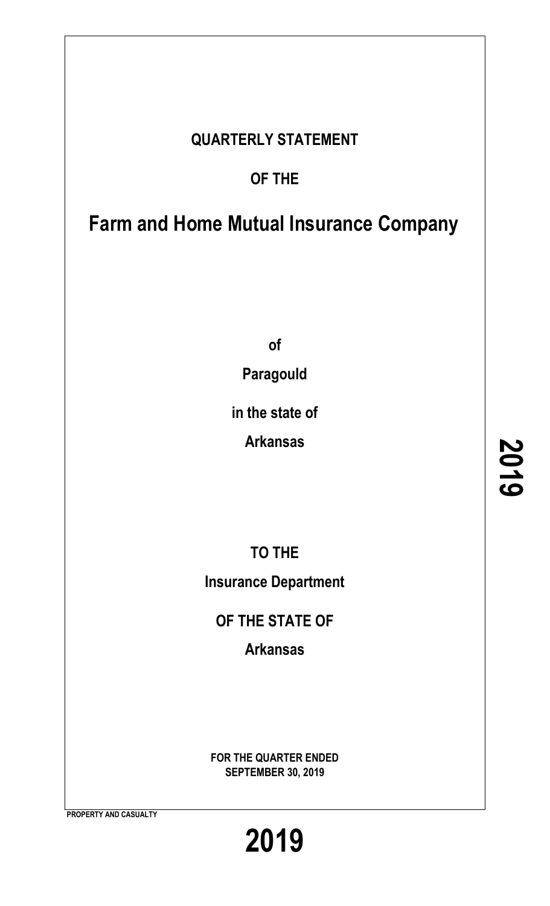**QUARTERLY STATEMENT**

**OF THE**

# Farm and Home Mutual Insurance Company

**of**

**Paragould**

**in the state of**

**Arkansas**

**TO THE**

**Insurance Department**

**OF THE STATE OF**

**Arkansas**

**FOR THE QUARTER ENDED**
**SEPTEMBER 30, 2019**

**PROPERTY AND CASUALTY**

**2019**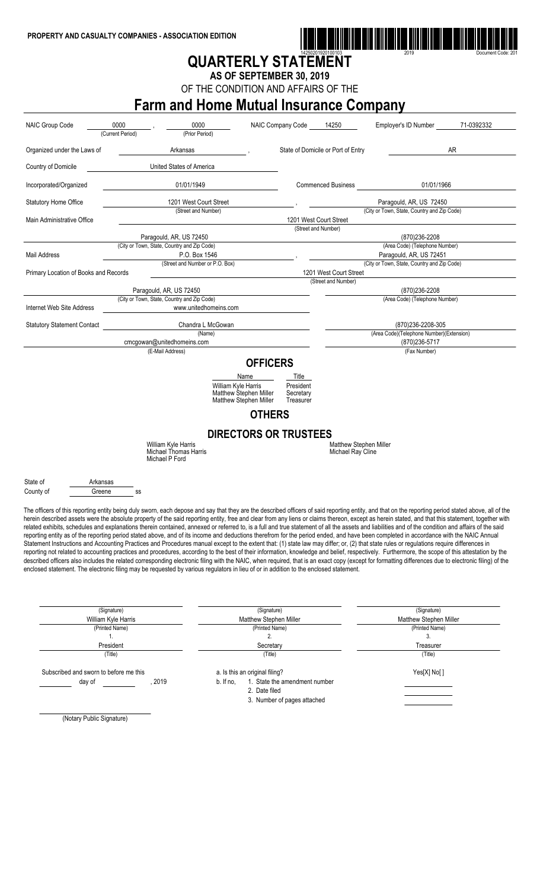**PROPERTY AND CASUALTY COMPANIES - ASSOCIATION EDITION**

14250201920100103 2019 Document Code: 201

# QUARTERLY STATEMENT

## AS OF SEPTEMBER 30, 2019

OF THE CONDITION AND AFFAIRS OF THE

# Farm and Home Mutual Insurance Company

| | | | | |
|---|---|---|---|---|
| NAIC Group Code | 0000 (Current Period) , 0000 (Prior Period) | NAIC Company Code 14250 | Employer's ID Number | 71-0392332 |
| Organized under the Laws of | Arkansas | State of Domicile or Port of Entry | AR | |
| Country of Domicile | United States of America | | | |
| Incorporated/Organized | 01/01/1949 | Commenced Business | 01/01/1966 | |
| Statutory Home Office | 1201 West Court Street (Street and Number) | | Paragould, AR, US 72450 (City or Town, State, Country and Zip Code) | |
| Main Administrative Office | 1201 West Court Street (Street and Number) | | | |
| | Paragould, AR, US 72450 (City or Town, State, Country and Zip Code) | | (870)236-2208 (Area Code) (Telephone Number) | |
| Mail Address | P.O. Box 1546 (Street and Number or P.O. Box) | | Paragould, AR, US 72451 (City or Town, State, Country and Zip Code) | |
| Primary Location of Books and Records | 1201 West Court Street (Street and Number) | | | |
| | Paragould, AR, US 72450 (City or Town, State, Country and Zip Code) | | (870)236-2208 (Area Code) (Telephone Number) | |
| Internet Web Site Address | www.unitedhomeins.com | | | |
| Statutory Statement Contact | Chandra L McGowan (Name) | | (870)236-2208-305 (Area Code)(Telephone Number)(Extension) | |
| | cmcgowan@unitedhomeins.com (E-Mail Address) | | (870)236-5717 (Fax Number) | |

## OFFICERS

| Name | Title |
|---|---|
| William Kyle Harris | President |
| Matthew Stephen Miller | Secretary |
| Matthew Stephen Miller | Treasurer |

## OTHERS

## DIRECTORS OR TRUSTEES

William Kyle Harris
Michael Thomas Harris
Michael P Ford
Matthew Stephen Miller
Michael Ray Cline

State of Arkansas
County of Greene ss

The officers of this reporting entity being duly sworn, each depose and say that they are the described officers of said reporting entity, and that on the reporting period stated above, all of the herein described assets were the absolute property of the said reporting entity, free and clear from any liens or claims thereon, except as herein stated, and that this statement, together with related exhibits, schedules and explanations therein contained, annexed or referred to, is a full and true statement of all the assets and liabilities and of the condition and affairs of the said reporting entity as of the reporting period stated above, and of its income and deductions therefrom for the period ended, and have been completed in accordance with the NAIC Annual Statement Instructions and Accounting Practices and Procedures manual except to the extent that: (1) state law may differ; or, (2) that state rules or regulations require differences in reporting not related to accounting practices and procedures, according to the best of their information, knowledge and belief, respectively. Furthermore, the scope of this attestation by the described officers also includes the related corresponding electronic filing with the NAIC, when required, that is an exact copy (except for formatting differences due to electronic filing) of the enclosed statement. The electronic filing may be requested by various regulators in lieu of or in addition to the enclosed statement.

| (Signature) | (Signature) | (Signature) |
|---|---|---|
| William Kyle Harris | Matthew Stephen Miller | Matthew Stephen Miller |
| (Printed Name) | (Printed Name) | (Printed Name) |
| 1. | 2. | 3. |
| President | Secretary | Treasurer |
| (Title) | (Title) | (Title) |

Subscribed and sworn to before me this ______ day of ______, 2019

a. Is this an original filing? Yes[X] No[ ]

b. If no,
1. State the amendment number ______
2. Date filed ______
3. Number of pages attached ______

(Notary Public Signature)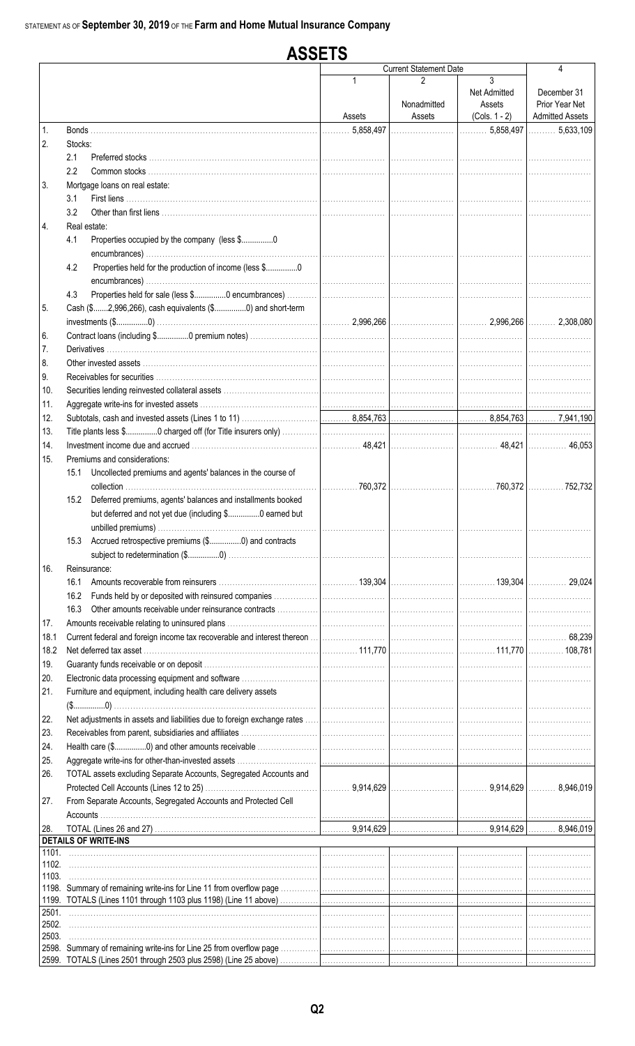STATEMENT AS OF **September 30, 2019** OF THE **Farm and Home Mutual Insurance Company**

# ASSETS

| | | Current Statement Date 1 Assets | 2 Nonadmitted Assets | 3 Net Admitted Assets (Cols. 1 - 2) | 4 December 31 Prior Year Net Admitted Assets |
|---|---|---|---|---|---|
| 1. | Bonds | 5,858,497 | | 5,858,497 | 5,633,109 |
| 2. | Stocks: | | | | |
| | 2.1 Preferred stocks | | | | |
| | 2.2 Common stocks | | | | |
| 3. | Mortgage loans on real estate: | | | | |
| | 3.1 First liens | | | | |
| | 3.2 Other than first liens | | | | |
| 4. | Real estate: | | | | |
| | 4.1 Properties occupied by the company (less $...............0 encumbrances) | | | | |
| | 4.2 Properties held for the production of income (less $...............0 encumbrances) | | | | |
| | 4.3 Properties held for sale (less $...............0 encumbrances) | | | | |
| 5. | Cash ($.......2,996,266), cash equivalents ($...............0) and short-term investments ($...............0) | 2,996,266 | | 2,996,266 | 2,308,080 |
| 6. | Contract loans (including $...............0 premium notes) | | | | |
| 7. | Derivatives | | | | |
| 8. | Other invested assets | | | | |
| 9. | Receivables for securities | | | | |
| 10. | Securities lending reinvested collateral assets | | | | |
| 11. | Aggregate write-ins for invested assets | | | | |
| 12. | Subtotals, cash and invested assets (Lines 1 to 11) | 8,854,763 | | 8,854,763 | 7,941,190 |
| 13. | Title plants less $...............0 charged off (for Title insurers only) | | | | |
| 14. | Investment income due and accrued | 48,421 | | 48,421 | 46,053 |
| 15. | Premiums and considerations: | | | | |
| | 15.1 Uncollected premiums and agents' balances in the course of collection | 760,372 | | 760,372 | 752,732 |
| | 15.2 Deferred premiums, agents' balances and installments booked but deferred and not yet due (including $...............0 earned but unbilled premiums) | | | | |
| | 15.3 Accrued retrospective premiums ($...............0) and contracts subject to redetermination ($...............0) | | | | |
| 16. | Reinsurance: | | | | |
| | 16.1 Amounts recoverable from reinsurers | 139,304 | | 139,304 | 29,024 |
| | 16.2 Funds held by or deposited with reinsured companies | | | | |
| | 16.3 Other amounts receivable under reinsurance contracts | | | | |
| 17. | Amounts receivable relating to uninsured plans | | | | |
| 18.1 | Current federal and foreign income tax recoverable and interest thereon | | | | 68,239 |
| 18.2 | Net deferred tax asset | 111,770 | | 111,770 | 108,781 |
| 19. | Guaranty funds receivable or on deposit | | | | |
| 20. | Electronic data processing equipment and software | | | | |
| 21. | Furniture and equipment, including health care delivery assets ($...............0) | | | | |
| 22. | Net adjustments in assets and liabilities due to foreign exchange rates | | | | |
| 23. | Receivables from parent, subsidiaries and affiliates | | | | |
| 24. | Health care ($...............0) and other amounts receivable | | | | |
| 25. | Aggregate write-ins for other-than-invested assets | | | | |
| 26. | TOTAL assets excluding Separate Accounts, Segregated Accounts and Protected Cell Accounts (Lines 12 to 25) | 9,914,629 | | 9,914,629 | 8,946,019 |
| 27. | From Separate Accounts, Segregated Accounts and Protected Cell Accounts | | | | |
| 28. | TOTAL (Lines 26 and 27) | 9,914,629 | | 9,914,629 | 8,946,019 |
| | **DETAILS OF WRITE-INS** | | | | |
| 1101. | | | | | |
| 1102. | | | | | |
| 1103. | | | | | |
| 1198. | Summary of remaining write-ins for Line 11 from overflow page | | | | |
| 1199. | TOTALS (Lines 1101 through 1103 plus 1198) (Line 11 above) | | | | |
| 2501. | | | | | |
| 2502. | | | | | |
| 2503. | | | | | |
| 2598. | Summary of remaining write-ins for Line 25 from overflow page | | | | |
| 2599. | TOTALS (Lines 2501 through 2503 plus 2598) (Line 25 above) | | | | |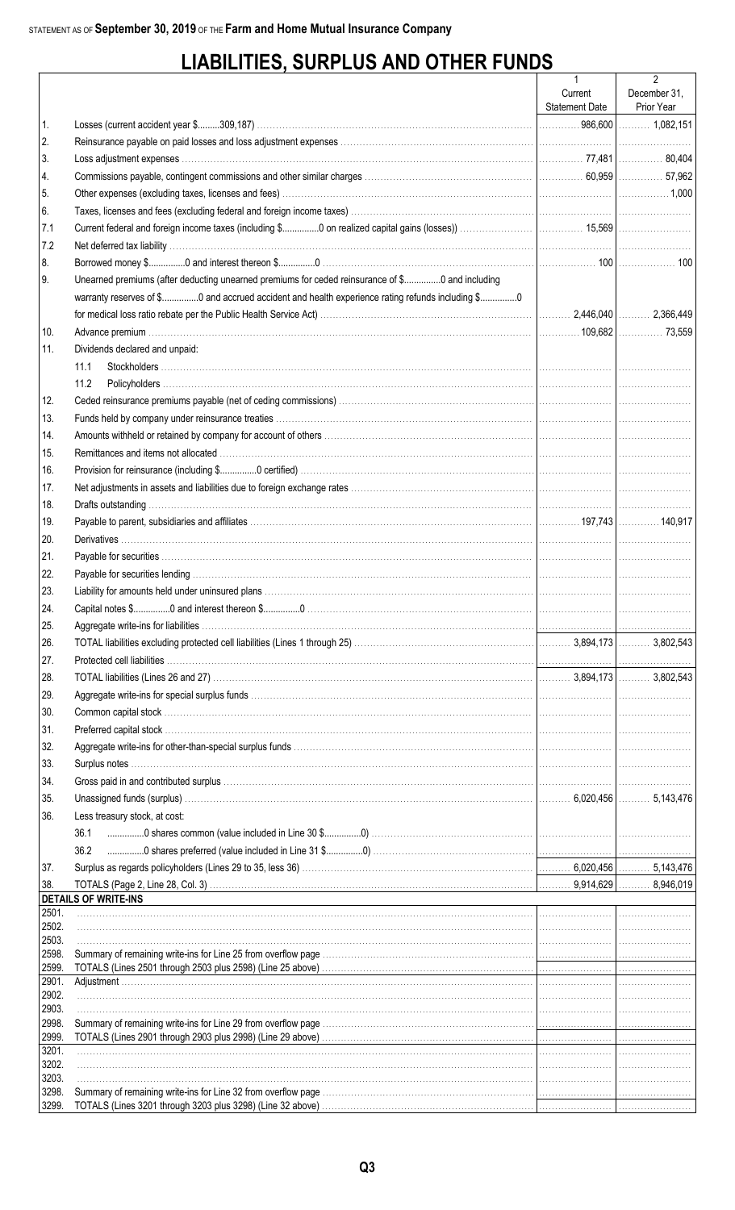STATEMENT AS OF **September 30, 2019** OF THE **Farm and Home Mutual Insurance Company**

# LIABILITIES, SURPLUS AND OTHER FUNDS

| | | 1<br>Current<br>Statement Date | 2<br>December 31,<br>Prior Year |
|---|---|---|---|
| 1. | Losses (current accident year $.........309,187) | 986,600 | 1,082,151 |
| 2. | Reinsurance payable on paid losses and loss adjustment expenses | | |
| 3. | Loss adjustment expenses | 77,481 | 80,404 |
| 4. | Commissions payable, contingent commissions and other similar charges | 60,959 | 57,962 |
| 5. | Other expenses (excluding taxes, licenses and fees) | | 1,000 |
| 6. | Taxes, licenses and fees (excluding federal and foreign income taxes) | | |
| 7.1 | Current federal and foreign income taxes (including $..............0 on realized capital gains (losses)) | 15,569 | |
| 7.2 | Net deferred tax liability | | |
| 8. | Borrowed money $..............0 and interest thereon $..............0 | 100 | 100 |
| 9. | Unearned premiums (after deducting unearned premiums for ceded reinsurance of $..............0 and including warranty reserves of $..............0 and accrued accident and health experience rating refunds including $..............0 for medical loss ratio rebate per the Public Health Service Act) | 2,446,040 | 2,366,449 |
| 10. | Advance premium | 109,682 | 73,559 |
| 11. | Dividends declared and unpaid: | | |
| | 11.1 Stockholders | | |
| | 11.2 Policyholders | | |
| 12. | Ceded reinsurance premiums payable (net of ceding commissions) | | |
| 13. | Funds held by company under reinsurance treaties | | |
| 14. | Amounts withheld or retained by company for account of others | | |
| 15. | Remittances and items not allocated | | |
| 16. | Provision for reinsurance (including $..............0 certified) | | |
| 17. | Net adjustments in assets and liabilities due to foreign exchange rates | | |
| 18. | Drafts outstanding | | |
| 19. | Payable to parent, subsidiaries and affiliates | 197,743 | 140,917 |
| 20. | Derivatives | | |
| 21. | Payable for securities | | |
| 22. | Payable for securities lending | | |
| 23. | Liability for amounts held under uninsured plans | | |
| 24. | Capital notes $..............0 and interest thereon $..............0 | | |
| 25. | Aggregate write-ins for liabilities | | |
| 26. | TOTAL liabilities excluding protected cell liabilities (Lines 1 through 25) | 3,894,173 | 3,802,543 |
| 27. | Protected cell liabilities | | |
| 28. | TOTAL liabilities (Lines 26 and 27) | 3,894,173 | 3,802,543 |
| 29. | Aggregate write-ins for special surplus funds | | |
| 30. | Common capital stock | | |
| 31. | Preferred capital stock | | |
| 32. | Aggregate write-ins for other-than-special surplus funds | | |
| 33. | Surplus notes | | |
| 34. | Gross paid in and contributed surplus | | |
| 35. | Unassigned funds (surplus) | 6,020,456 | 5,143,476 |
| 36. | Less treasury stock, at cost: | | |
| | 36.1 ..............0 shares common (value included in Line 30 $..............0) | | |
| | 36.2 ..............0 shares preferred (value included in Line 31 $..............0) | | |
| 37. | Surplus as regards policyholders (Lines 29 to 35, less 36) | 6,020,456 | 5,143,476 |
| 38. | TOTALS (Page 2, Line 28, Col. 3) | 9,914,629 | 8,946,019 |
| | **DETAILS OF WRITE-INS** | | |
| 2501. | | | |
| 2502. | | | |
| 2503. | | | |
| 2598. | Summary of remaining write-ins for Line 25 from overflow page | | |
| 2599. | TOTALS (Lines 2501 through 2503 plus 2598) (Line 25 above) | | |
| 2901. | Adjustment | | |
| 2902. | | | |
| 2903. | | | |
| 2998. | Summary of remaining write-ins for Line 29 from overflow page | | |
| 2999. | TOTALS (Lines 2901 through 2903 plus 2998) (Line 29 above) | | |
| 3201. | | | |
| 3202. | | | |
| 3203. | | | |
| 3298. | Summary of remaining write-ins for Line 32 from overflow page | | |
| 3299. | TOTALS (Lines 3201 through 3203 plus 3298) (Line 32 above) | | |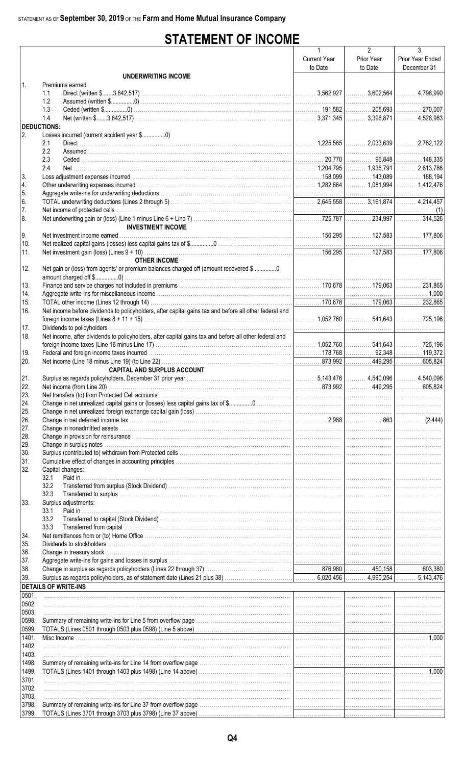STATEMENT AS OF **September 30, 2019** OF THE **Farm and Home Mutual Insurance Company**

# STATEMENT OF INCOME

| | | 1<br>Current Year<br>to Date | 2<br>Prior Year<br>to Date | 3<br>Prior Year Ended<br>December 31 |
|---|---|---|---|---|
| | **UNDERWRITING INCOME** | | | |
| 1. | Premiums earned | | | |
| | 1.1 Direct (written $.......3,642,517) | 3,562,927 | 3,602,564 | 4,798,990 |
| | 1.2 Assumed (written $...............0) | | | |
| | 1.3 Ceded (written $...............0) | 191,582 | 205,693 | 270,007 |
| | 1.4 Net (written $.......3,642,517) | 3,371,345 | 3,396,871 | 4,528,983 |
| **DEDUCTIONS:** | | | | |
| 2. | Losses incurred (current accident year $...............0) | | | |
| | 2.1 Direct | 1,225,565 | 2,033,639 | 2,762,122 |
| | 2.2 Assumed | | | |
| | 2.3 Ceded | 20,770 | 96,848 | 148,335 |
| | 2.4 Net | 1,204,795 | 1,936,791 | 2,613,786 |
| 3. | Loss adjustment expenses incurred | 158,099 | 143,089 | 188,194 |
| 4. | Other underwriting expenses incurred | 1,282,664 | 1,081,994 | 1,412,476 |
| 5. | Aggregate write-ins for underwriting deductions | | | |
| 6. | TOTAL underwriting deductions (Lines 2 through 5) | 2,645,558 | 3,161,874 | 4,214,457 |
| 7. | Net income of protected cells | | | (1) |
| 8. | Net underwriting gain or (loss) (Line 1 minus Line 6 + Line 7) | 725,787 | 234,997 | 314,526 |
| | **INVESTMENT INCOME** | | | |
| 9. | Net investment income earned | 156,295 | 127,583 | 177,806 |
| 10. | Net realized capital gains (losses) less capital gains tax of $...............0 | | | |
| 11. | Net investment gain (loss) (Lines 9 + 10) | 156,295 | 127,583 | 177,806 |
| | **OTHER INCOME** | | | |
| 12. | Net gain or (loss) from agents' or premium balances charged off (amount recovered $...............0 amount charged off $...............0) | | | |
| 13. | Finance and service charges not included in premiums | 170,678 | 179,063 | 231,865 |
| 14. | Aggregate write-ins for miscellaneous income | | | 1,000 |
| 15. | TOTAL other income (Lines 12 through 14) | 170,678 | 179,063 | 232,865 |
| 16. | Net income before dividends to policyholders, after capital gains tax and before all other federal and foreign income taxes (Lines 8 + 11 + 15) | 1,052,760 | 541,643 | 725,196 |
| 17. | Dividends to policyholders | | | |
| 18. | Net income, after dividends to policyholders, after capital gains tax and before all other federal and foreign income taxes (Line 16 minus Line 17) | 1,052,760 | 541,643 | 725,196 |
| 19. | Federal and foreign income taxes incurred | 178,768 | 92,348 | 119,372 |
| 20. | Net income (Line 18 minus Line 19) (to Line 22) | 873,992 | 449,295 | 605,824 |
| | **CAPITAL AND SURPLUS ACCOUNT** | | | |
| 21. | Surplus as regards policyholders, December 31 prior year | 5,143,476 | 4,540,096 | 4,540,096 |
| 22. | Net income (from Line 20) | 873,992 | 449,295 | 605,824 |
| 23. | Net transfers (to) from Protected Cell accounts | | | |
| 24. | Change in net unrealized capital gains or (losses) less capital gains tax of $...............0 | | | |
| 25. | Change in net unrealized foreign exchange capital gain (loss) | | | |
| 26. | Change in net deferred income tax | 2,988 | 863 | (2,444) |
| 27. | Change in nonadmitted assets | | | |
| 28. | Change in provision for reinsurance | | | |
| 29. | Change in surplus notes | | | |
| 30. | Surplus (contributed to) withdrawn from Protected cells | | | |
| 31. | Cumulative effect of changes in accounting principles | | | |
| 32. | Capital changes: | | | |
| | 32.1 Paid in | | | |
| | 32.2 Transferred from surplus (Stock Dividend) | | | |
| | 32.3 Transferred to surplus | | | |
| 33. | Surplus adjustments: | | | |
| | 33.1 Paid in | | | |
| | 33.2 Transferred to capital (Stock Dividend) | | | |
| | 33.3 Transferred from capital | | | |
| 34. | Net remittances from or (to) Home Office | | | |
| 35. | Dividends to stockholders | | | |
| 36. | Change in treasury stock | | | |
| 37. | Aggregate write-ins for gains and losses in surplus | | | |
| 38. | Change in surplus as regards policyholders (Lines 22 through 37) | 876,980 | 450,158 | 603,380 |
| 39. | Surplus as regards policyholders, as of statement date (Lines 21 plus 38) | 6,020,456 | 4,990,254 | 5,143,476 |
| | **DETAILS OF WRITE-INS** | | | |
| 0501. | | | | |
| 0502. | | | | |
| 0503. | | | | |
| 0598. | Summary of remaining write-ins for Line 5 from overflow page | | | |
| 0599. | TOTALS (Lines 0501 through 0503 plus 0598) (Line 5 above) | | | |
| 1401. | Misc Income | | | 1,000 |
| 1402. | | | | |
| 1403. | | | | |
| 1498. | Summary of remaining write-ins for Line 14 from overflow page | | | |
| 1499. | TOTALS (Lines 1401 through 1403 plus 1498) (Line 14 above) | | | 1,000 |
| 3701. | | | | |
| 3702. | | | | |
| 3703. | | | | |
| 3798. | Summary of remaining write-ins for Line 37 from overflow page | | | |
| 3799. | TOTALS (Lines 3701 through 3703 plus 3798) (Line 37 above) | | | |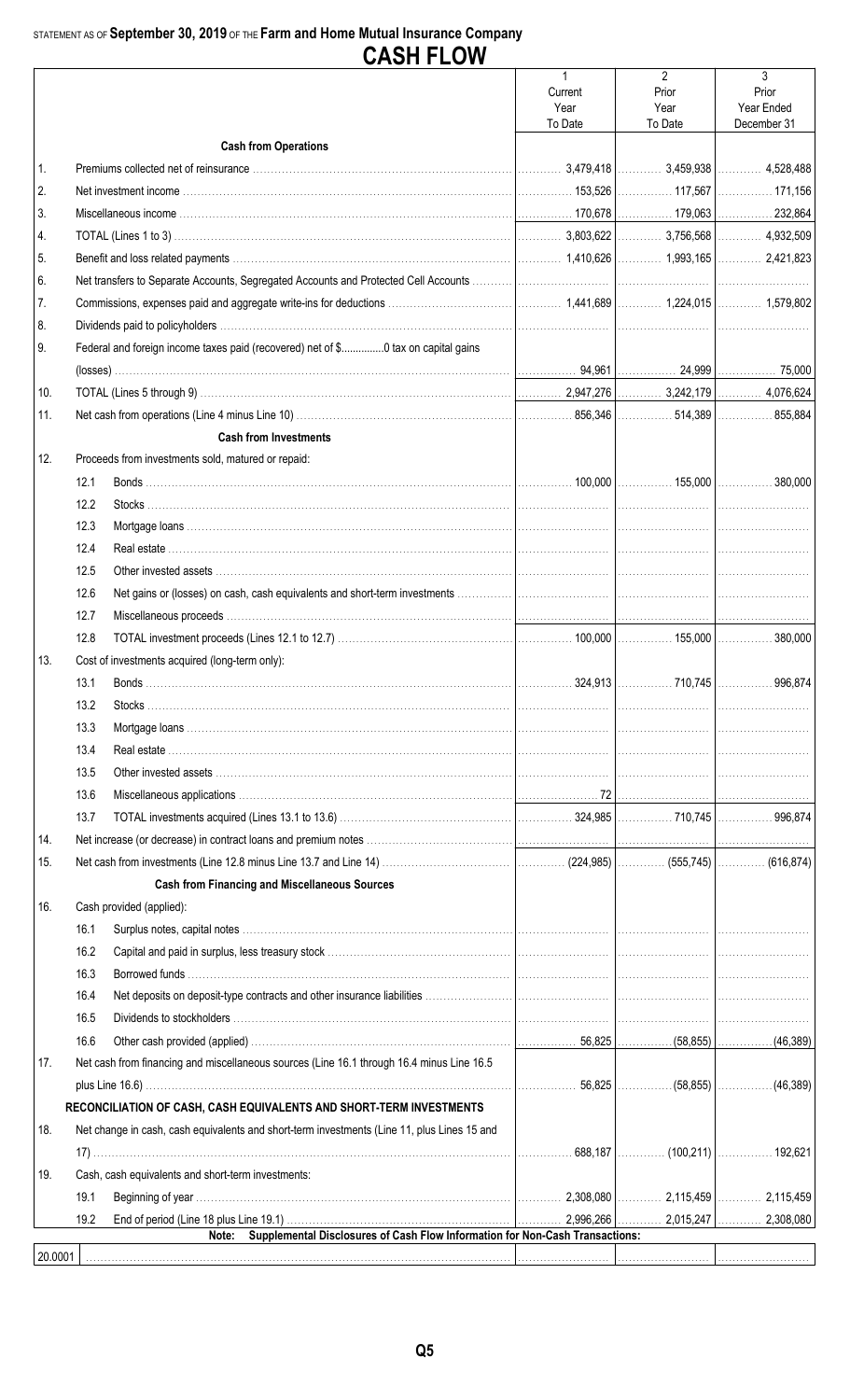STATEMENT AS OF **September 30, 2019** OF THE **Farm and Home Mutual Insurance Company**

# CASH FLOW

| | | | 1<br>Current Year To Date | 2<br>Prior Year To Date | 3<br>Prior Year Ended December 31 |
|---|---|---|---|---|---|
| | | **Cash from Operations** | | | |
| 1. | | Premiums collected net of reinsurance | 3,479,418 | 3,459,938 | 4,528,488 |
| 2. | | Net investment income | 153,526 | 117,567 | 171,156 |
| 3. | | Miscellaneous income | 170,678 | 179,063 | 232,864 |
| 4. | | TOTAL (Lines 1 to 3) | 3,803,622 | 3,756,568 | 4,932,509 |
| 5. | | Benefit and loss related payments | 1,410,626 | 1,993,165 | 2,421,823 |
| 6. | | Net transfers to Separate Accounts, Segregated Accounts and Protected Cell Accounts | | | |
| 7. | | Commissions, expenses paid and aggregate write-ins for deductions | 1,441,689 | 1,224,015 | 1,579,802 |
| 8. | | Dividends paid to policyholders | | | |
| 9. | | Federal and foreign income taxes paid (recovered) net of $..............0 tax on capital gains (losses) | 94,961 | 24,999 | 75,000 |
| 10. | | TOTAL (Lines 5 through 9) | 2,947,276 | 3,242,179 | 4,076,624 |
| 11. | | Net cash from operations (Line 4 minus Line 10) | 856,346 | 514,389 | 855,884 |
| | | **Cash from Investments** | | | |
| 12. | | Proceeds from investments sold, matured or repaid: | | | |
| | 12.1 | Bonds | 100,000 | 155,000 | 380,000 |
| | 12.2 | Stocks | | | |
| | 12.3 | Mortgage loans | | | |
| | 12.4 | Real estate | | | |
| | 12.5 | Other invested assets | | | |
| | 12.6 | Net gains or (losses) on cash, cash equivalents and short-term investments | | | |
| | 12.7 | Miscellaneous proceeds | | | |
| | 12.8 | TOTAL investment proceeds (Lines 12.1 to 12.7) | 100,000 | 155,000 | 380,000 |
| 13. | | Cost of investments acquired (long-term only): | | | |
| | 13.1 | Bonds | 324,913 | 710,745 | 996,874 |
| | 13.2 | Stocks | | | |
| | 13.3 | Mortgage loans | | | |
| | 13.4 | Real estate | | | |
| | 13.5 | Other invested assets | | | |
| | 13.6 | Miscellaneous applications | 72 | | |
| | 13.7 | TOTAL investments acquired (Lines 13.1 to 13.6) | 324,985 | 710,745 | 996,874 |
| 14. | | Net increase (or decrease) in contract loans and premium notes | | | |
| 15. | | Net cash from investments (Line 12.8 minus Line 13.7 and Line 14) | (224,985) | (555,745) | (616,874) |
| | | **Cash from Financing and Miscellaneous Sources** | | | |
| 16. | | Cash provided (applied): | | | |
| | 16.1 | Surplus notes, capital notes | | | |
| | 16.2 | Capital and paid in surplus, less treasury stock | | | |
| | 16.3 | Borrowed funds | | | |
| | 16.4 | Net deposits on deposit-type contracts and other insurance liabilities | | | |
| | 16.5 | Dividends to stockholders | | | |
| | 16.6 | Other cash provided (applied) | 56,825 | (58,855) | (46,389) |
| 17. | | Net cash from financing and miscellaneous sources (Line 16.1 through 16.4 minus Line 16.5 plus Line 16.6) | 56,825 | (58,855) | (46,389) |
| | | **RECONCILIATION OF CASH, CASH EQUIVALENTS AND SHORT-TERM INVESTMENTS** | | | |
| 18. | | Net change in cash, cash equivalents and short-term investments (Line 11, plus Lines 15 and 17) | 688,187 | (100,211) | 192,621 |
| 19. | | Cash, cash equivalents and short-term investments: | | | |
| | 19.1 | Beginning of year | 2,308,080 | 2,115,459 | 2,115,459 |
| | 19.2 | End of period (Line 18 plus Line 19.1) | 2,996,266 | 2,015,247 | 2,308,080 |

**Note: Supplemental Disclosures of Cash Flow Information for Non-Cash Transactions:**

| | | | |
|---|---|---|---|
| 20.0001 | | | |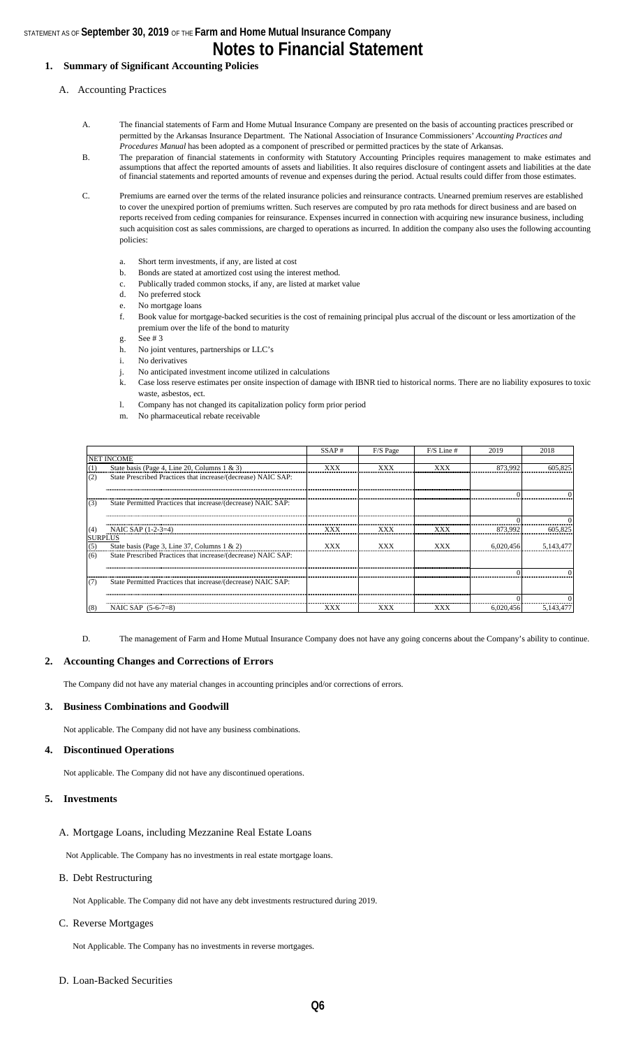# Notes to Financial Statement

## 1. Summary of Significant Accounting Policies

### A. Accounting Practices

A. The financial statements of Farm and Home Mutual Insurance Company are presented on the basis of accounting practices prescribed or permitted by the Arkansas Insurance Department. The National Association of Insurance Commissioners' *Accounting Practices and Procedures Manual* has been adopted as a component of prescribed or permitted practices by the state of Arkansas.

B. The preparation of financial statements in conformity with Statutory Accounting Principles requires management to make estimates and assumptions that affect the reported amounts of assets and liabilities. It also requires disclosure of contingent assets and liabilities at the date of financial statements and reported amounts of revenue and expenses during the period. Actual results could differ from those estimates.

C. Premiums are earned over the terms of the related insurance policies and reinsurance contracts. Unearned premium reserves are established to cover the unexpired portion of premiums written. Such reserves are computed by pro rata methods for direct business and are based on reports received from ceding companies for reinsurance. Expenses incurred in connection with acquiring new insurance business, including such acquisition cost as sales commissions, are charged to operations as incurred. In addition the company also uses the following accounting policies:

a. Short term investments, if any, are listed at cost
b. Bonds are stated at amortized cost using the interest method.
c. Publically traded common stocks, if any, are listed at market value
d. No preferred stock
e. No mortgage loans
f. Book value for mortgage-backed securities is the cost of remaining principal plus accrual of the discount or less amortization of the premium over the life of the bond to maturity
g. See # 3
h. No joint ventures, partnerships or LLC's
i. No derivatives
j. No anticipated investment income utilized in calculations
k. Case loss reserve estimates per onsite inspection of damage with IBNR tied to historical norms. There are no liability exposures to toxic waste, asbestos, ect.
l. Company has not changed its capitalization policy form prior period
m. No pharmaceutical rebate receivable

| | | SSAP # | F/S Page | F/S Line # | 2019 | 2018 |
|---|---|---|---|---|---|---|
| NET INCOME | | | | | | |
| (1) | State basis (Page 4, Line 20, Columns 1 & 3) | XXX | XXX | XXX | 873,992 | 605,825 |
| (2) | State Prescribed Practices that increase/(decrease) NAIC SAP: | | | | | |
| | | | | | 0 | 0 |
| (3) | State Permitted Practices that increase/(decrease) NAIC SAP: | | | | | |
| | | | | | 0 | 0 |
| (4) | NAIC SAP (1-2-3=4) | XXX | XXX | XXX | 873,992 | 605,825 |
| SURPLUS | | | | | | |
| (5) | State basis (Page 3, Line 37, Columns 1 & 2) | XXX | XXX | XXX | 6,020,456 | 5,143,477 |
| (6) | State Prescribed Practices that increase/(decrease) NAIC SAP: | | | | | |
| | | | | | 0 | 0 |
| (7) | State Permitted Practices that increase/(decrease) NAIC SAP: | | | | | |
| | | | | | 0 | 0 |
| (8) | NAIC SAP (5-6-7=8) | XXX | XXX | XXX | 6,020,456 | 5,143,477 |

D. The management of Farm and Home Mutual Insurance Company does not have any going concerns about the Company's ability to continue.

## 2. Accounting Changes and Corrections of Errors

The Company did not have any material changes in accounting principles and/or corrections of errors.

## 3. Business Combinations and Goodwill

Not applicable. The Company did not have any business combinations.

## 4. Discontinued Operations

Not applicable. The Company did not have any discontinued operations.

## 5. Investments

### A. Mortgage Loans, including Mezzanine Real Estate Loans

Not Applicable. The Company has no investments in real estate mortgage loans.

### B. Debt Restructuring

Not Applicable. The Company did not have any debt investments restructured during 2019.

### C. Reverse Mortgages

Not Applicable. The Company has no investments in reverse mortgages.

### D. Loan-Backed Securities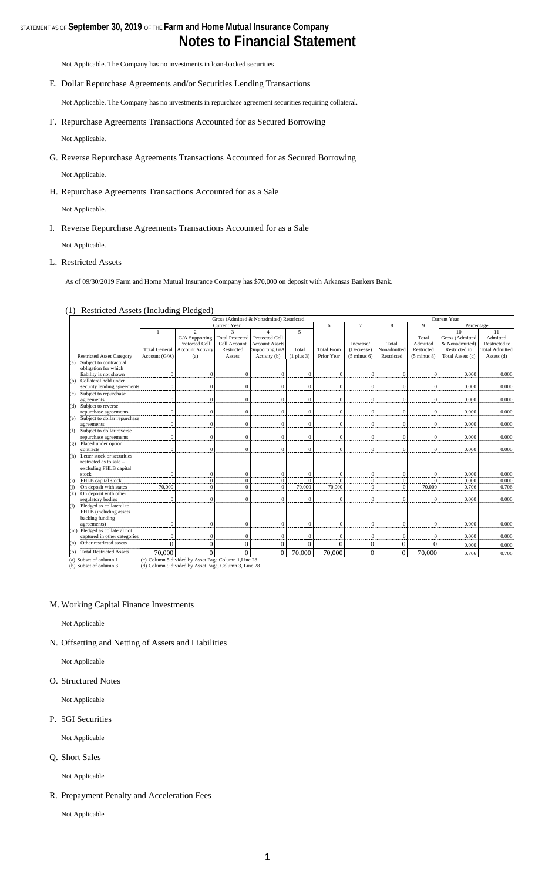Not Applicable. The Company has no investments in loan-backed securities

E. Dollar Repurchase Agreements and/or Securities Lending Transactions

Not Applicable. The Company has no investments in repurchase agreement securities requiring collateral.

F. Repurchase Agreements Transactions Accounted for as Secured Borrowing

Not Applicable.

G. Reverse Repurchase Agreements Transactions Accounted for as Secured Borrowing

Not Applicable.

H. Repurchase Agreements Transactions Accounted for as a Sale

Not Applicable.

I. Reverse Repurchase Agreements Transactions Accounted for as a Sale

Not Applicable.

L. Restricted Assets

As of 09/30/2019 Farm and Home Mutual Insurance Company has $70,000 on deposit with Arkansas Bankers Bank.

(1) Restricted Assets (Including Pledged)

| | Gross (Admitted & Nonadmitted) Restricted | | | | | | | Current Year | | | |
|---|---|---|---|---|---|---|---|---|---|---|---|
| | Current Year | | | | | 6 | 7 | 8 | 9 | Percentage | |
| Restricted Asset Category | 1<br>Total General Account (G/A) | 2<br>G/A Supporting Protected Cell Account Activity (a) | 3<br>Total Protected Cell Account Restricted Assets | 4<br>Protected Cell Account Assets Supporting G/A Activity (b) | 5<br>Total (1 plus 3) | Total From Prior Year | Increase/ (Decrease) (5 minus 6) | Total Nonadmitted Restricted | Total Admitted Restricted (5 minus 8) | 10<br>Gross (Admitted & Nonadmitted) Restricted to Total Assets (c) | 11<br>Admitted Restricted to Total Admitted Assets (d) |
| (a) Subject to contractual obligation for which liability is not shown | 0 | 0 | 0 | 0 | 0 | 0 | 0 | 0 | 0 | 0.000 | 0.000 |
| (b) Collateral held under security lending agreements | 0 | 0 | 0 | 0 | 0 | 0 | 0 | 0 | 0 | 0.000 | 0.000 |
| (c) Subject to repurchase agreements | 0 | 0 | 0 | 0 | 0 | 0 | 0 | 0 | 0 | 0.000 | 0.000 |
| (d) Subject to reverse repurchase agreements | 0 | 0 | 0 | 0 | 0 | 0 | 0 | 0 | 0 | 0.000 | 0.000 |
| (e) Subject to dollar repurchase agreements | 0 | 0 | 0 | 0 | 0 | 0 | 0 | 0 | 0 | 0.000 | 0.000 |
| (f) Subject to dollar reverse repurchase agreements | 0 | 0 | 0 | 0 | 0 | 0 | 0 | 0 | 0 | 0.000 | 0.000 |
| (g) Placed under option contracts | 0 | 0 | 0 | 0 | 0 | 0 | 0 | 0 | 0 | 0.000 | 0.000 |
| (h) Letter stock or securities restricted as to sale – excluding FHLB capital stock | 0 | 0 | 0 | 0 | 0 | 0 | 0 | 0 | 0 | 0.000 | 0.000 |
| (i) FHLB capital stock | 0 | 0 | 0 | 0 | 0 | 0 | 0 | 0 | 0 | 0.000 | 0.000 |
| (j) On deposit with states | 70,000 | 0 | 0 | 0 | 70,000 | 70,000 | 0 | 0 | 70,000 | 0.706 | 0.706 |
| (k) On deposit with other regulatory bodies | 0 | 0 | 0 | 0 | 0 | 0 | 0 | 0 | 0 | 0.000 | 0.000 |
| (l) Pledged as collateral to FHLB (including assets backing funding agreements) | 0 | 0 | 0 | 0 | 0 | 0 | 0 | 0 | 0 | 0.000 | 0.000 |
| (m) Pledged as collateral not captured in other categories | 0 | 0 | 0 | 0 | 0 | 0 | 0 | 0 | 0 | 0.000 | 0.000 |
| (n) Other restricted assets | 0 | 0 | 0 | 0 | 0 | 0 | 0 | 0 | 0 | 0.000 | 0.000 |
| (o) Total Restricted Assets | 70,000 | 0 | 0 | 0 | 70,000 | 70,000 | 0 | 0 | 70,000 | 0.706 | 0.706 |

(a) Subset of column 1
(b) Subset of column 3
(c) Column 5 divided by Asset Page Column 1,Line 28
(d) Column 9 divided by Asset Page, Column 3, Line 28

M. Working Capital Finance Investments

Not Applicable

N. Offsetting and Netting of Assets and Liabilities

Not Applicable

O. Structured Notes

Not Applicable

P. 5GI Securities

Not Applicable

Q. Short Sales

Not Applicable

R. Prepayment Penalty and Acceleration Fees

Not Applicable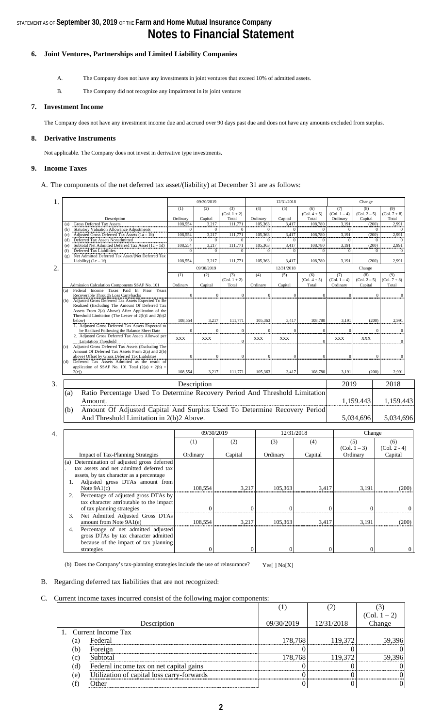STATEMENT AS OF **September 30, 2019** OF THE **Farm and Home Mutual Insurance Company**

# Notes to Financial Statement

## 6. Joint Ventures, Partnerships and Limited Liability Companies

A. The Company does not have any investments in joint ventures that exceed 10% of admitted assets.

B. The Company did not recognize any impairment in its joint ventures

## 7. Investment Income

The Company does not have any investment income due and accrued over 90 days past due and does not have any amounts excluded from surplus.

## 8. Derivative Instruments

Not applicable. The Company does not invest in derivative type investments.

## 9. Income Taxes

A. The components of the net deferred tax asset/(liability) at December 31 are as follows:

1.

| | | 09/30/2019 | | | 12/31/2018 | | | Change | | |
|---|---|---|---|---|---|---|---|---|---|---|
| | | (1) | (2) | (3) (Col. 1 + 2) | (4) | (5) | (6) (Col. 4 + 5) | (7) (Col. 1 – 4) | (8) (Col. 2 – 5) | (9) (Col. 7 + 8) |
| | Description | Ordinary | Capital | Total | Ordinary | Capital | Total | Ordinary | Capital | Total |
| (a) | Gross Deferred Tax Assets | 108,554 | 3,217 | 111,771 | 105,363 | 3,417 | 108,780 | 3,191 | (200) | 2,991 |
| (b) | Statutory Valuation Allowance Adjustments | 0 | 0 | 0 | 0 | 0 | 0 | 0 | 0 | 0 |
| (c) | Adjusted Gross Deferred Tax Assets (1a – 1b) | 108,554 | 3,217 | 111,771 | 105,363 | 3,417 | 108,780 | 3,191 | (200) | 2,991 |
| (d) | Deferred Tax Assets Nonadmitted | 0 | 0 | 0 | 0 | 0 | 0 | 0 | 0 | 0 |
| (e) | Subtotal Net Admitted Deferred Tax Asset (1c – 1d) | 108,554 | 3,217 | 111,771 | 105,363 | 3,417 | 108,780 | 3,191 | (200) | 2,991 |
| (f) | Deferred Tax Liabilities | 0 | 0 | 0 | 0 | 0 | 0 | 0 | 0 | 0 |
| (g) | Net Admitted Deferred Tax Asset/(Net Deferred Tax Liability) (1e – 1f) | 108,554 | 3,217 | 111,771 | 105,363 | 3,417 | 108,780 | 3,191 | (200) | 2,991 |

2.

| | | 09/30/2019 | | | 12/31/2018 | | | Change | | |
|---|---|---|---|---|---|---|---|---|---|---|
| | | (1) | (2) | (3) (Col. 1 + 2) | (4) | (5) | (6) (Col. 4 + 5) | (7) (Col. 1 – 4) | (8) (Col. 2 – 5) | (9) (Col. 7 + 8) |
| | Admission Calculation Components SSAP No. 101 | Ordinary | Capital | Total | Ordinary | Capital | Total | Ordinary | Capital | Total |
| (a) | Federal Income Taxes Paid In Prior Years Recoverable Through Loss Carrybacks | 0 | 0 | 0 | 0 | 0 | 0 | 0 | 0 | 0 |
| (b) | Adjusted Gross Deferred Tax Assets Expected To Be Realized (Excluding The Amount Of Deferred Tax Assets From 2(a) Above) After Application of the Threshold Limitation (The Lesser of 2(b)1 and 2(b)2 below) | 108,554 | 3,217 | 111,771 | 105,363 | 3,417 | 108,780 | 3,191 | (200) | 2,991 |
| | 1. Adjusted Gross Deferred Tax Assets Expected to be Realized Following the Balance Sheet Date | 0 | 0 | 0 | 0 | 0 | 0 | 0 | 0 | 0 |
| | 2. Adjusted Gross Deferred Tax Assets Allowed per Limitation Threshold | XXX | XXX | 0 | XXX | XXX | 0 | XXX | XXX | 0 |
| (c) | Adjusted Gross Deferred Tax Assets (Excluding The Amount Of Deferred Tax Assets From 2(a) and 2(b) above) Offset by Gross Deferred Tax Liabilities | 0 | 0 | 0 | 0 | 0 | 0 | 0 | 0 | 0 |
| (d) | Deferred Tax Assets Admitted as the result of application of SSAP No. 101 Total (2(a) + 2(b) + 2(c)) | 108,554 | 3,217 | 111,771 | 105,363 | 3,417 | 108,780 | 3,191 | (200) | 2,991 |

3.

| | Description | 2019 | 2018 |
|---|---|---|---|
| (a) | Ratio Percentage Used To Determine Recovery Period And Threshold Limitation Amount. | 1,159.443 | 1,159.443 |
| (b) | Amount Of Adjusted Capital And Surplus Used To Determine Recovery Period And Threshold Limitation in 2(b)2 Above. | 5,034,696 | 5,034,696 |

4.

| | 09/30/2019 | | 12/31/2018 | | Change | |
|---|---|---|---|---|---|---|
| | (1) | (2) | (3) | (4) | (5) (Col. 1 – 3) | (6) (Col. 2 - 4) |
| Impact of Tax-Planning Strategies | Ordinary | Capital | Ordinary | Capital | Ordinary | Capital |
| (a) Determination of adjusted gross deferred tax assets and net admitted deferred tax assets, by tax character as a percentage | | | | | | |
| 1. Adjusted gross DTAs amount from Note 9A1(c) | 108,554 | 3,217 | 105,363 | 3,417 | 3,191 | (200) |
| 2. Percentage of adjusted gross DTAs by tax character attributable to the impact of tax planning strategies | 0 | 0 | 0 | 0 | 0 | 0 |
| 3. Net Admitted Adjusted Gross DTAs amount from Note 9A1(e) | 108,554 | 3,217 | 105,363 | 3,417 | 3,191 | (200) |
| 4. Percentage of net admitted adjusted gross DTAs by tax character admitted because of the impact of tax planning strategies | 0 | 0 | 0 | 0 | 0 | 0 |

(b) Does the Company's tax-planning strategies include the use of reinsurance? Yes[ ] No[X]

B. Regarding deferred tax liabilities that are not recognized:

C. Current income taxes incurred consist of the following major components:

| | | (1) | (2) | (3) (Col. 1 – 2) |
|---|---|---|---|---|
| | Description | 09/30/2019 | 12/31/2018 | Change |
| 1. | Current Income Tax | | | |
| (a) | Federal | 178,768 | 119,372 | 59,396 |
| (b) | Foreign | 0 | 0 | 0 |
| (c) | Subtotal | 178,768 | 119,372 | 59,396 |
| (d) | Federal income tax on net capital gains | 0 | 0 | 0 |
| (e) | Utilization of capital loss carry-forwards | 0 | 0 | 0 |
| (f) | Other | 0 | 0 | 0 |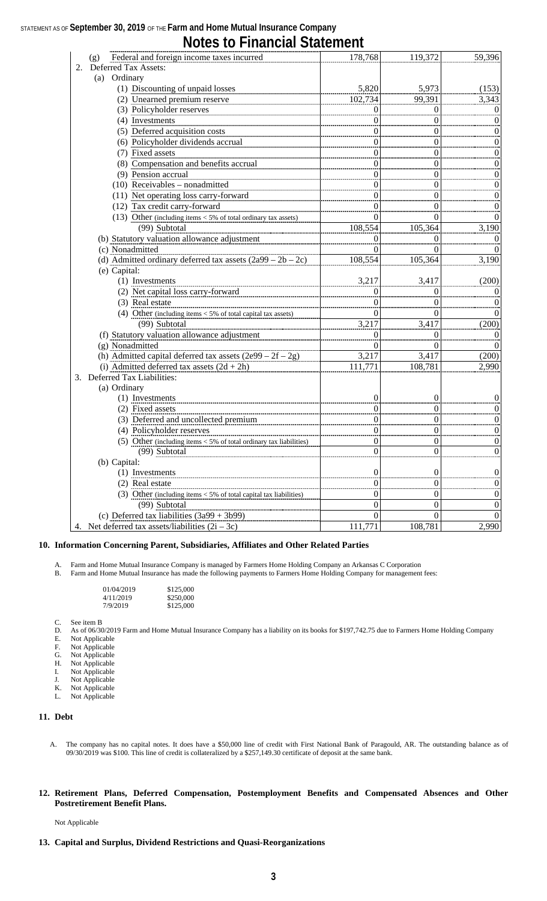## Notes to Financial Statement

| | | | |
|---|---|---|---|
| (g) Federal and foreign income taxes incurred | 178,768 | 119,372 | 59,396 |
| 2. Deferred Tax Assets: | | | |
| (a) Ordinary | | | |
| (1) Discounting of unpaid losses | 5,820 | 5,973 | (153) |
| (2) Unearned premium reserve | 102,734 | 99,391 | 3,343 |
| (3) Policyholder reserves | 0 | 0 | 0 |
| (4) Investments | 0 | 0 | 0 |
| (5) Deferred acquisition costs | 0 | 0 | 0 |
| (6) Policyholder dividends accrual | 0 | 0 | 0 |
| (7) Fixed assets | 0 | 0 | 0 |
| (8) Compensation and benefits accrual | 0 | 0 | 0 |
| (9) Pension accrual | 0 | 0 | 0 |
| (10) Receivables – nonadmitted | 0 | 0 | 0 |
| (11) Net operating loss carry-forward | 0 | 0 | 0 |
| (12) Tax credit carry-forward | 0 | 0 | 0 |
| (13) Other (including items < 5% of total ordinary tax assets) | 0 | 0 | 0 |
| (99) Subtotal | 108,554 | 105,364 | 3,190 |
| (b) Statutory valuation allowance adjustment | 0 | 0 | 0 |
| (c) Nonadmitted | 0 | 0 | 0 |
| (d) Admitted ordinary deferred tax assets (2a99 – 2b – 2c) | 108,554 | 105,364 | 3,190 |
| (e) Capital: | | | |
| (1) Investments | 3,217 | 3,417 | (200) |
| (2) Net capital loss carry-forward | 0 | 0 | 0 |
| (3) Real estate | 0 | 0 | 0 |
| (4) Other (including items < 5% of total capital tax assets) | 0 | 0 | 0 |
| (99) Subtotal | 3,217 | 3,417 | (200) |
| (f) Statutory valuation allowance adjustment | 0 | 0 | 0 |
| (g) Nonadmitted | 0 | 0 | 0 |
| (h) Admitted capital deferred tax assets (2e99 – 2f – 2g) | 3,217 | 3,417 | (200) |
| (i) Admitted deferred tax assets (2d + 2h) | 111,771 | 108,781 | 2,990 |
| 3. Deferred Tax Liabilities: | | | |
| (a) Ordinary | | | |
| (1) Investments | 0 | 0 | 0 |
| (2) Fixed assets | 0 | 0 | 0 |
| (3) Deferred and uncollected premium | 0 | 0 | 0 |
| (4) Policyholder reserves | 0 | 0 | 0 |
| (5) Other (including items < 5% of total ordinary tax liabilities) | 0 | 0 | 0 |
| (99) Subtotal | 0 | 0 | 0 |
| (b) Capital: | | | |
| (1) Investments | 0 | 0 | 0 |
| (2) Real estate | 0 | 0 | 0 |
| (3) Other (including items < 5% of total capital tax liabilities) | 0 | 0 | 0 |
| (99) Subtotal | 0 | 0 | 0 |
| (c) Deferred tax liabilities (3a99 + 3b99) | 0 | 0 | 0 |
| 4. Net deferred tax assets/liabilities (2i – 3c) | 111,771 | 108,781 | 2,990 |

### 10. Information Concerning Parent, Subsidiaries, Affiliates and Other Related Parties

A. Farm and Home Mutual Insurance Company is managed by Farmers Home Holding Company an Arkansas C Corporation
B. Farm and Home Mutual Insurance has made the following payments to Farmers Home Holding Company for management fees:

| | |
|---|---|
| 01/04/2019 | $125,000 |
| 4/11/2019 | $250,000 |
| 7/9/2019 | $125,000 |

C. See item B
D. As of 06/30/2019 Farm and Home Mutual Insurance Company has a liability on its books for $197,742.75 due to Farmers Home Holding Company
E. Not Applicable
F. Not Applicable
G. Not Applicable
H. Not Applicable
I. Not Applicable
J. Not Applicable
K. Not Applicable
L. Not Applicable

### 11. Debt

A. The company has no capital notes. It does have a $50,000 line of credit with First National Bank of Paragould, AR. The outstanding balance as of 09/30/2019 was $100. This line of credit is collateralized by a $257,149.30 certificate of deposit at the same bank.

### 12. Retirement Plans, Deferred Compensation, Postemployment Benefits and Compensated Absences and Other Postretirement Benefit Plans.

Not Applicable

### 13. Capital and Surplus, Dividend Restrictions and Quasi-Reorganizations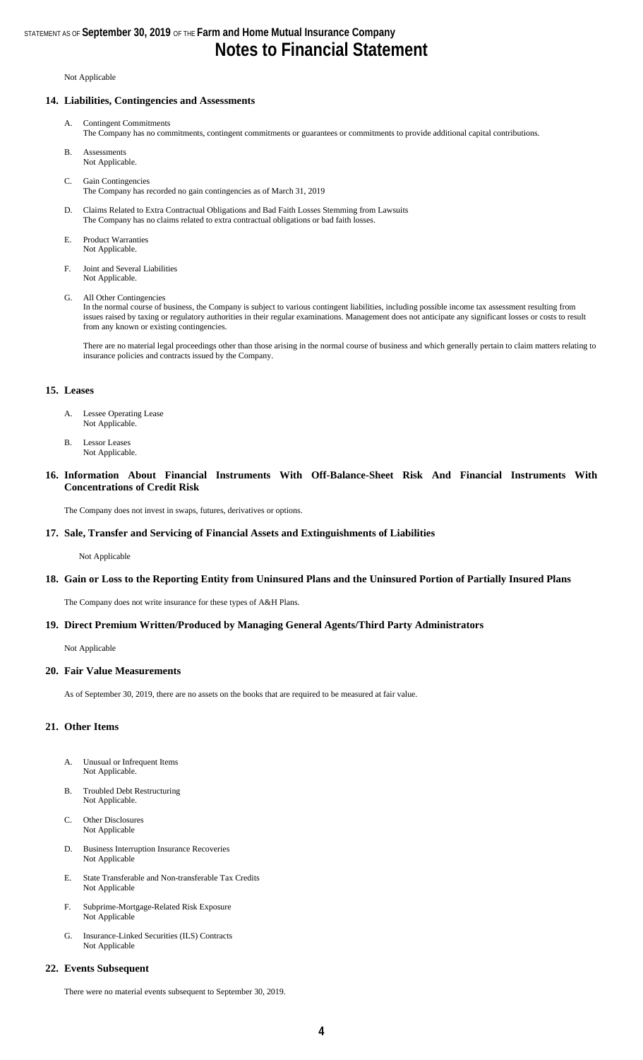Not Applicable

## 14. Liabilities, Contingencies and Assessments

A. Contingent Commitments
The Company has no commitments, contingent commitments or guarantees or commitments to provide additional capital contributions.

B. Assessments
Not Applicable.

C. Gain Contingencies
The Company has recorded no gain contingencies as of March 31, 2019

D. Claims Related to Extra Contractual Obligations and Bad Faith Losses Stemming from Lawsuits
The Company has no claims related to extra contractual obligations or bad faith losses.

E. Product Warranties
Not Applicable.

F. Joint and Several Liabilities
Not Applicable.

G. All Other Contingencies
In the normal course of business, the Company is subject to various contingent liabilities, including possible income tax assessment resulting from issues raised by taxing or regulatory authorities in their regular examinations. Management does not anticipate any significant losses or costs to result from any known or existing contingencies.

There are no material legal proceedings other than those arising in the normal course of business and which generally pertain to claim matters relating to insurance policies and contracts issued by the Company.

## 15. Leases

A. Lessee Operating Lease
Not Applicable.

B. Lessor Leases
Not Applicable.

## 16. Information About Financial Instruments With Off-Balance-Sheet Risk And Financial Instruments With Concentrations of Credit Risk

The Company does not invest in swaps, futures, derivatives or options.

## 17. Sale, Transfer and Servicing of Financial Assets and Extinguishments of Liabilities

Not Applicable

## 18. Gain or Loss to the Reporting Entity from Uninsured Plans and the Uninsured Portion of Partially Insured Plans

The Company does not write insurance for these types of A&H Plans.

## 19. Direct Premium Written/Produced by Managing General Agents/Third Party Administrators

Not Applicable

## 20. Fair Value Measurements

As of September 30, 2019, there are no assets on the books that are required to be measured at fair value.

## 21. Other Items

A. Unusual or Infrequent Items
Not Applicable.

B. Troubled Debt Restructuring
Not Applicable.

C. Other Disclosures
Not Applicable

D. Business Interruption Insurance Recoveries
Not Applicable

E. State Transferable and Non-transferable Tax Credits
Not Applicable

F. Subprime-Mortgage-Related Risk Exposure
Not Applicable

G. Insurance-Linked Securities (ILS) Contracts
Not Applicable

## 22. Events Subsequent

There were no material events subsequent to September 30, 2019.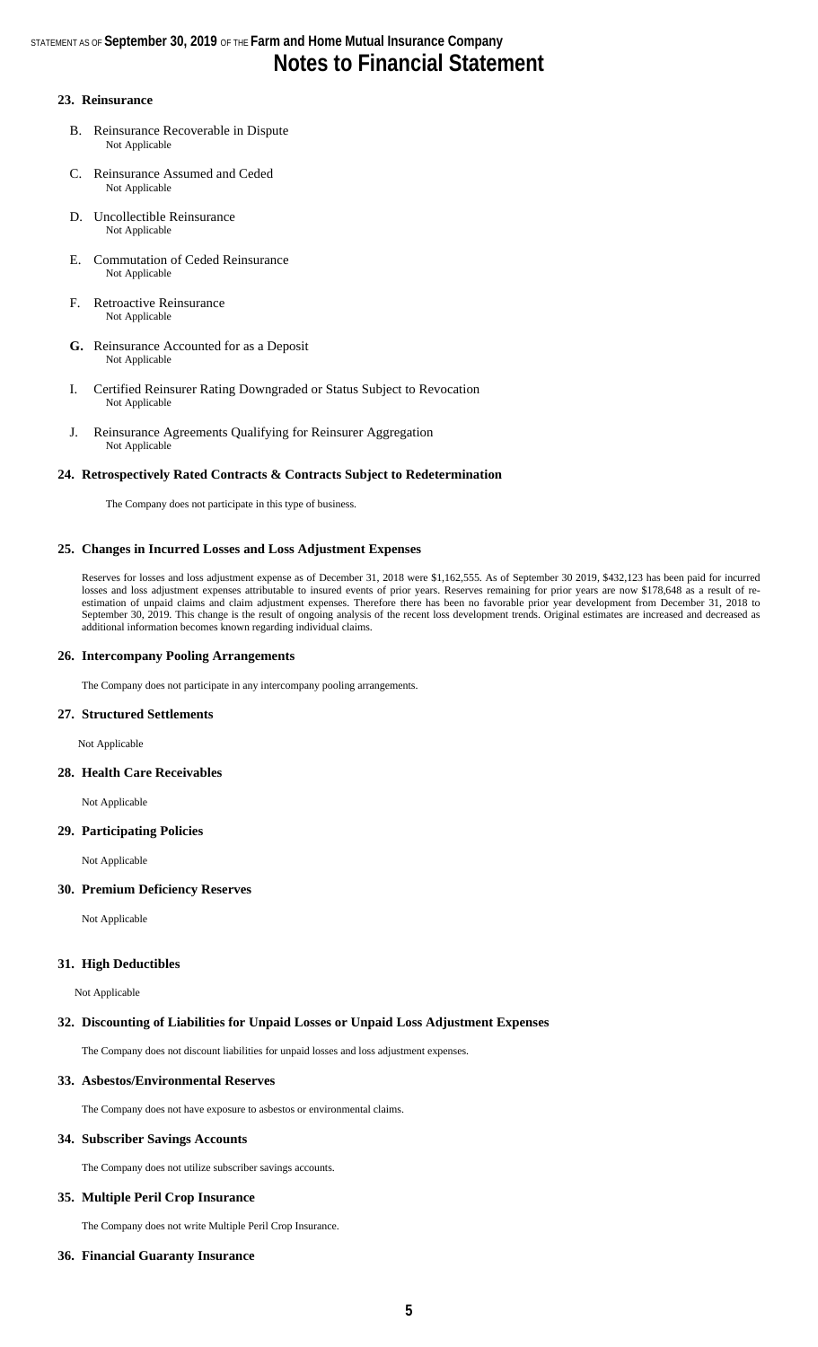# Notes to Financial Statement

## 23. Reinsurance

B. Reinsurance Recoverable in Dispute
Not Applicable

C. Reinsurance Assumed and Ceded
Not Applicable

D. Uncollectible Reinsurance
Not Applicable

E. Commutation of Ceded Reinsurance
Not Applicable

F. Retroactive Reinsurance
Not Applicable

**G.** Reinsurance Accounted for as a Deposit
Not Applicable

I. Certified Reinsurer Rating Downgraded or Status Subject to Revocation
Not Applicable

J. Reinsurance Agreements Qualifying for Reinsurer Aggregation
Not Applicable

## 24. Retrospectively Rated Contracts & Contracts Subject to Redetermination

The Company does not participate in this type of business.

## 25. Changes in Incurred Losses and Loss Adjustment Expenses

Reserves for losses and loss adjustment expense as of December 31, 2018 were $1,162,555. As of September 30 2019, $432,123 has been paid for incurred losses and loss adjustment expenses attributable to insured events of prior years. Reserves remaining for prior years are now $178,648 as a result of re-estimation of unpaid claims and claim adjustment expenses. Therefore there has been no favorable prior year development from December 31, 2018 to September 30, 2019. This change is the result of ongoing analysis of the recent loss development trends. Original estimates are increased and decreased as additional information becomes known regarding individual claims.

## 26. Intercompany Pooling Arrangements

The Company does not participate in any intercompany pooling arrangements.

## 27. Structured Settlements

Not Applicable

## 28. Health Care Receivables

Not Applicable

## 29. Participating Policies

Not Applicable

## 30. Premium Deficiency Reserves

Not Applicable

## 31. High Deductibles

Not Applicable

## 32. Discounting of Liabilities for Unpaid Losses or Unpaid Loss Adjustment Expenses

The Company does not discount liabilities for unpaid losses and loss adjustment expenses.

## 33. Asbestos/Environmental Reserves

The Company does not have exposure to asbestos or environmental claims.

## 34. Subscriber Savings Accounts

The Company does not utilize subscriber savings accounts.

## 35. Multiple Peril Crop Insurance

The Company does not write Multiple Peril Crop Insurance.

## 36. Financial Guaranty Insurance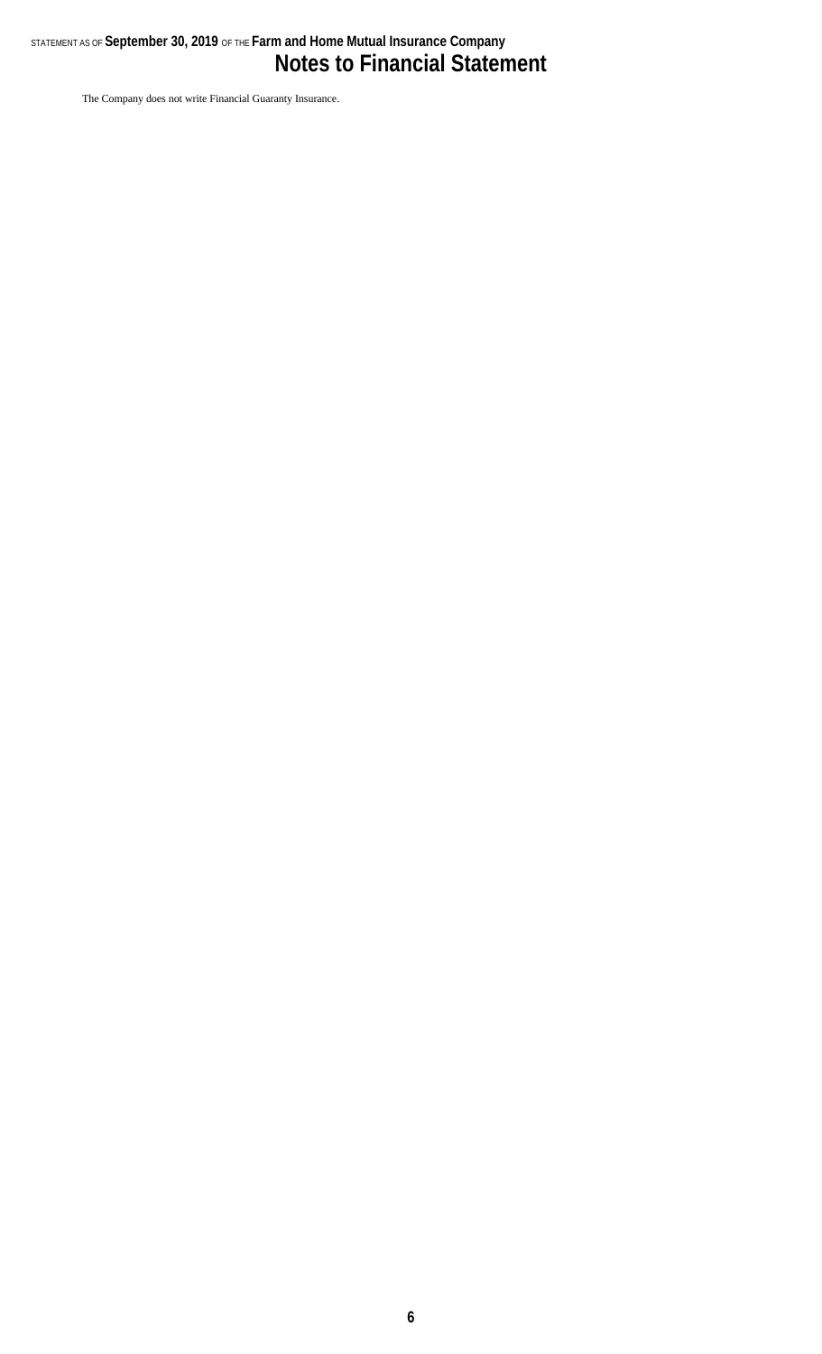The Company does not write Financial Guaranty Insurance.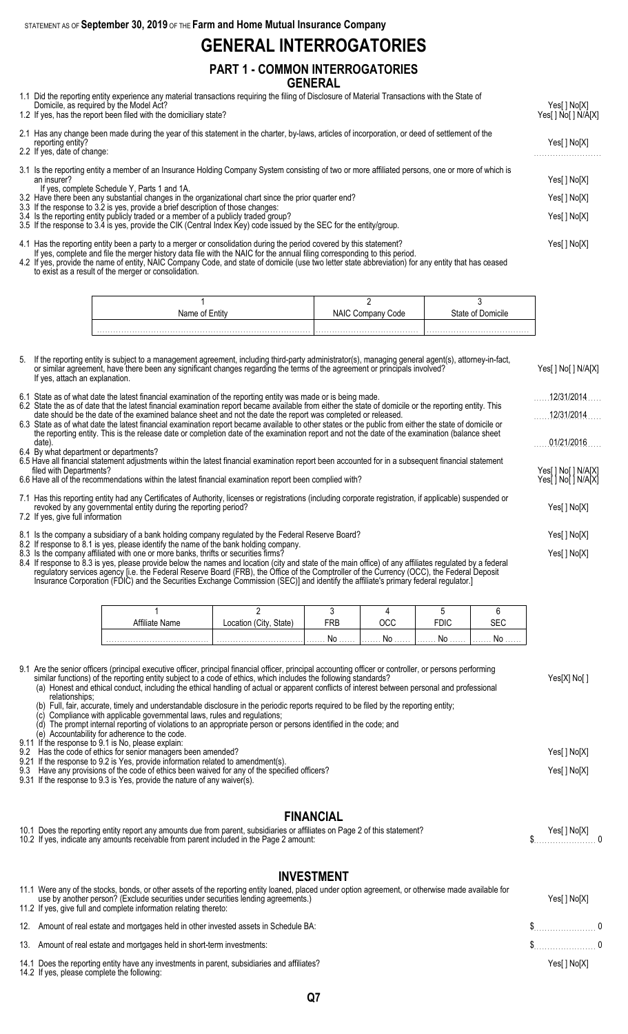STATEMENT AS OF **September 30, 2019** OF THE **Farm and Home Mutual Insurance Company**

# GENERAL INTERROGATORIES

## PART 1 - COMMON INTERROGATORIES

### GENERAL

1.1 Did the reporting entity experience any material transactions requiring the filing of Disclosure of Material Transactions with the State of Domicile, as required by the Model Act? Yes[ ] No[X]

1.2 If yes, has the report been filed with the domiciliary state? Yes[ ] No[ ] N/A[X]

2.1 Has any change been made during the year of this statement in the charter, by-laws, articles of incorporation, or deed of settlement of the reporting entity? Yes[ ] No[X]

2.2 If yes, date of change:

3.1 Is the reporting entity a member of an Insurance Holding Company System consisting of two or more affiliated persons, one or more of which is an insurer? Yes[ ] No[X]
If yes, complete Schedule Y, Parts 1 and 1A.

3.2 Have there been any substantial changes in the organizational chart since the prior quarter end? Yes[ ] No[X]

3.3 If the response to 3.2 is yes, provide a brief description of those changes:

3.4 Is the reporting entity publicly traded or a member of a publicly traded group? Yes[ ] No[X]

3.5 If the response to 3.4 is yes, provide the CIK (Central Index Key) code issued by the SEC for the entity/group.

4.1 Has the reporting entity been a party to a merger or consolidation during the period covered by this statement? Yes[ ] No[X]
If yes, complete and file the merger history data file with the NAIC for the annual filing corresponding to this period.

4.2 If yes, provide the name of entity, NAIC Company Code, and state of domicile (use two letter state abbreviation) for any entity that has ceased to exist as a result of the merger or consolidation.

| 1<br>Name of Entity | 2<br>NAIC Company Code | 3<br>State of Domicile |
|---|---|---|
| | | |

5. If the reporting entity is subject to a management agreement, including third-party administrator(s), managing general agent(s), attorney-in-fact, or similar agreement, have there been any significant changes regarding the terms of the agreement or principals involved? Yes[ ] No[ ] N/A[X]
If yes, attach an explanation.

6.1 State as of what date the latest financial examination of the reporting entity was made or is being made. 12/31/2014

6.2 State the as of date that the latest financial examination report became available from either the state of domicile or the reporting entity. This date should be the date of the examined balance sheet and not the date the report was completed or released. 12/31/2014

6.3 State as of what date the latest financial examination report became available to other states or the public from either the state of domicile or the reporting entity. This is the release date or completion date of the examination report and not the date of the examination (balance sheet date). 01/21/2016

6.4 By what department or departments?

6.5 Have all financial statement adjustments within the latest financial examination report been accounted for in a subsequent financial statement filed with Departments? Yes[ ] No[ ] N/A[X]

6.6 Have all of the recommendations within the latest financial examination report been complied with? Yes[ ] No[ ] N/A[X]

7.1 Has this reporting entity had any Certificates of Authority, licenses or registrations (including corporate registration, if applicable) suspended or revoked by any governmental entity during the reporting period? Yes[ ] No[X]

7.2 If yes, give full information

8.1 Is the company a subsidiary of a bank holding company regulated by the Federal Reserve Board? Yes[ ] No[X]

8.2 If response to 8.1 is yes, please identify the name of the bank holding company.

8.3 Is the company affiliated with one or more banks, thrifts or securities firms? Yes[ ] No[X]

8.4 If response to 8.3 is yes, please provide below the names and location (city and state of the main office) of any affiliates regulated by a federal regulatory services agency [i.e. the Federal Reserve Board (FRB), the Office of the Comptroller of the Currency (OCC), the Federal Deposit Insurance Corporation (FDIC) and the Securities Exchange Commission (SEC)] and identify the affiliate's primary federal regulator.]

| 1<br>Affiliate Name | 2<br>Location (City, State) | 3<br>FRB | 4<br>OCC | 5<br>FDIC | 6<br>SEC |
|---|---|---|---|---|---|
| | | No | No | No | No |

9.1 Are the senior officers (principal executive officer, principal financial officer, principal accounting officer or controller, or persons performing similar functions) of the reporting entity subject to a code of ethics, which includes the following standards? Yes[X] No[ ]
(a) Honest and ethical conduct, including the ethical handling of actual or apparent conflicts of interest between personal and professional relationships;
(b) Full, fair, accurate, timely and understandable disclosure in the periodic reports required to be filed by the reporting entity;
(c) Compliance with applicable governmental laws, rules and regulations;
(d) The prompt internal reporting of violations to an appropriate person or persons identified in the code; and
(e) Accountability for adherence to the code.

9.11 If the response to 9.1 is No, please explain:

9.2 Has the code of ethics for senior managers been amended? Yes[ ] No[X]

9.21 If the response to 9.2 is Yes, provide information related to amendment(s).

9.3 Have any provisions of the code of ethics been waived for any of the specified officers? Yes[ ] No[X]

9.31 If the response to 9.3 is Yes, provide the nature of any waiver(s).

### FINANCIAL

10.1 Does the reporting entity report any amounts due from parent, subsidiaries or affiliates on Page 2 of this statement? Yes[ ] No[X]

10.2 If yes, indicate any amounts receivable from parent included in the Page 2 amount: $ 0

### INVESTMENT

11.1 Were any of the stocks, bonds, or other assets of the reporting entity loaned, placed under option agreement, or otherwise made available for use by another person? (Exclude securities under securities lending agreements.) Yes[ ] No[X]

11.2 If yes, give full and complete information relating thereto:

12. Amount of real estate and mortgages held in other invested assets in Schedule BA: $ 0

13. Amount of real estate and mortgages held in short-term investments: $ 0

14.1 Does the reporting entity have any investments in parent, subsidiaries and affiliates? Yes[ ] No[X]

14.2 If yes, please complete the following: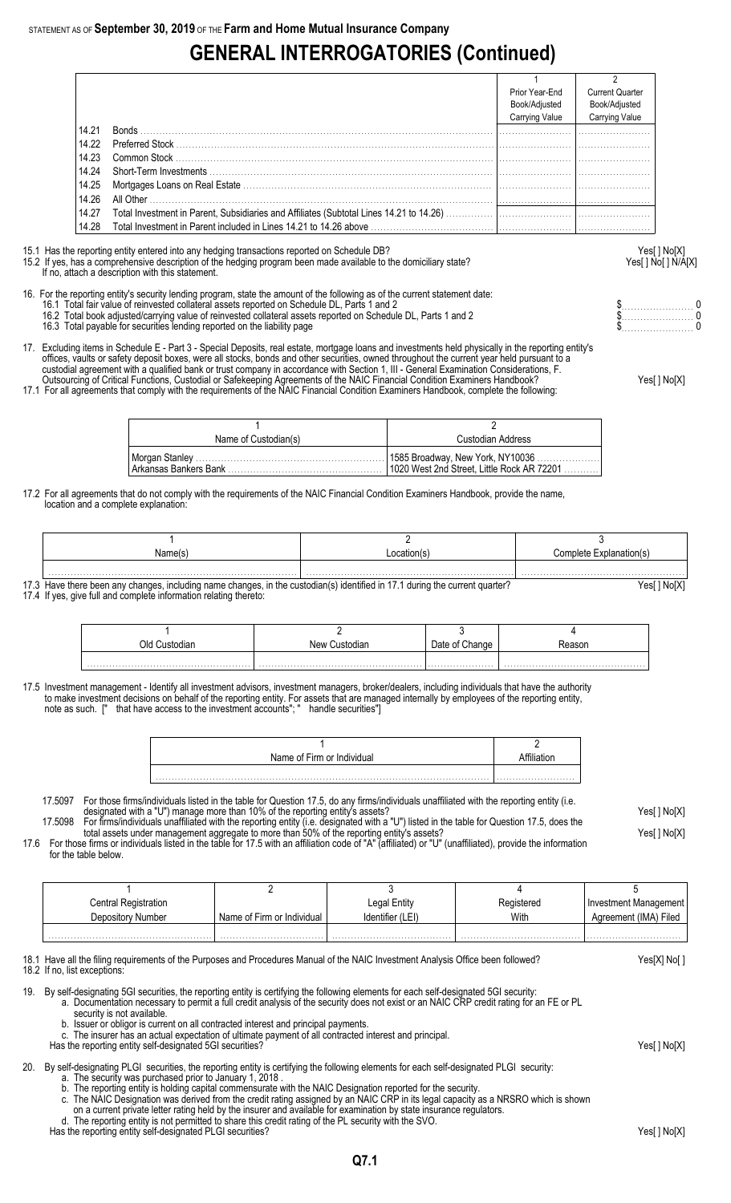STATEMENT AS OF **September 30, 2019** OF THE **Farm and Home Mutual Insurance Company**

# GENERAL INTERROGATORIES (Continued)

| | | 1<br>Prior Year-End<br>Book/Adjusted<br>Carrying Value | 2<br>Current Quarter<br>Book/Adjusted<br>Carrying Value |
|---|---|---|---|
| 14.21 | Bonds | | |
| 14.22 | Preferred Stock | | |
| 14.23 | Common Stock | | |
| 14.24 | Short-Term Investments | | |
| 14.25 | Mortgages Loans on Real Estate | | |
| 14.26 | All Other | | |
| 14.27 | Total Investment in Parent, Subsidiaries and Affiliates (Subtotal Lines 14.21 to 14.26) | | |
| 14.28 | Total Investment in Parent included in Lines 14.21 to 14.26 above | | |

15.1 Has the reporting entity entered into any hedging transactions reported on Schedule DB? Yes[ ] No[X]

15.2 If yes, has a comprehensive description of the hedging program been made available to the domiciliary state? Yes[ ] No[ ] N/A[X]

If no, attach a description with this statement.

16. For the reporting entity's security lending program, state the amount of the following as of the current statement date:

16.1 Total fair value of reinvested collateral assets reported on Schedule DL, Parts 1 and 2 $ 0

16.2 Total book adjusted/carrying value of reinvested collateral assets reported on Schedule DL, Parts 1 and 2 $ 0

16.3 Total payable for securities lending reported on the liability page $ 0

17. Excluding items in Schedule E - Part 3 - Special Deposits, real estate, mortgage loans and investments held physically in the reporting entity's offices, vaults or safety deposit boxes, were all stocks, bonds and other securities, owned throughout the current year held pursuant to a custodial agreement with a qualified bank or trust company in accordance with Section 1, III - General Examination Considerations, F. Outsourcing of Critical Functions, Custodial or Safekeeping Agreements of the NAIC Financial Condition Examiners Handbook? Yes[ ] No[X]

17.1 For all agreements that comply with the requirements of the NAIC Financial Condition Examiners Handbook, complete the following:

| 1<br>Name of Custodian(s) | 2<br>Custodian Address |
|---|---|
| Morgan Stanley | 1585 Broadway, New York, NY10036 |
| Arkansas Bankers Bank | 1020 West 2nd Street, Little Rock AR 72201 |

17.2 For all agreements that do not comply with the requirements of the NAIC Financial Condition Examiners Handbook, provide the name, location and a complete explanation:

| 1<br>Name(s) | 2<br>Location(s) | 3<br>Complete Explanation(s) |
|---|---|---|
| | | |

17.3 Have there been any changes, including name changes, in the custodian(s) identified in 17.1 during the current quarter? Yes[ ] No[X]

17.4 If yes, give full and complete information relating thereto:

| 1<br>Old Custodian | 2<br>New Custodian | 3<br>Date of Change | 4<br>Reason |
|---|---|---|---|
| | | | |

17.5 Investment management - Identify all investment advisors, investment managers, broker/dealers, including individuals that have the authority to make investment decisions on behalf of the reporting entity. For assets that are managed internally by employees of the reporting entity, note as such. [" that have access to the investment accounts"; " handle securities"]

| 1<br>Name of Firm or Individual | 2<br>Affiliation |
|---|---|
| | |

17.5097 For those firms/individuals listed in the table for Question 17.5, do any firms/individuals unaffiliated with the reporting entity (i.e. designated with a "U") manage more than 10% of the reporting entity's assets? Yes[ ] No[X]

17.5098 For firms/individuals unaffiliated with the reporting entity (i.e. designated with a "U") listed in the table for Question 17.5, does the total assets under management aggregate to more than 50% of the reporting entity's assets? Yes[ ] No[X]

17.6 For those firms or individuals listed in the table for 17.5 with an affiliation code of "A" (affiliated) or "U" (unaffiliated), provide the information for the table below.

| 1<br>Central Registration<br>Depository Number | 2<br>Name of Firm or Individual | 3<br>Legal Entity<br>Identifier (LEI) | 4<br>Registered<br>With | 5<br>Investment Management<br>Agreement (IMA) Filed |
|---|---|---|---|---|
| | | | | |

18.1 Have all the filing requirements of the Purposes and Procedures Manual of the NAIC Investment Analysis Office been followed? Yes[X] No[ ]

18.2 If no, list exceptions:

19. By self-designating 5GI securities, the reporting entity is certifying the following elements for each self-designated 5GI security:
    a. Documentation necessary to permit a full credit analysis of the security does not exist or an NAIC CRP credit rating for an FE or PL security is not available.
    b. Issuer or obligor is current on all contracted interest and principal payments.
    c. The insurer has an actual expectation of ultimate payment of all contracted interest and principal.

    Has the reporting entity self-designated 5GI securities? Yes[ ] No[X]

20. By self-designating PLGI securities, the reporting entity is certifying the following elements for each self-designated PLGI security:
    a. The security was purchased prior to January 1, 2018 .
    b. The reporting entity is holding capital commensurate with the NAIC Designation reported for the security.
    c. The NAIC Designation was derived from the credit rating assigned by an NAIC CRP in its legal capacity as a NRSRO which is shown on a current private letter rating held by the insurer and available for examination by state insurance regulators.
    d. The reporting entity is not permitted to share this credit rating of the PL security with the SVO.

    Has the reporting entity self-designated PLGI securities? Yes[ ] No[X]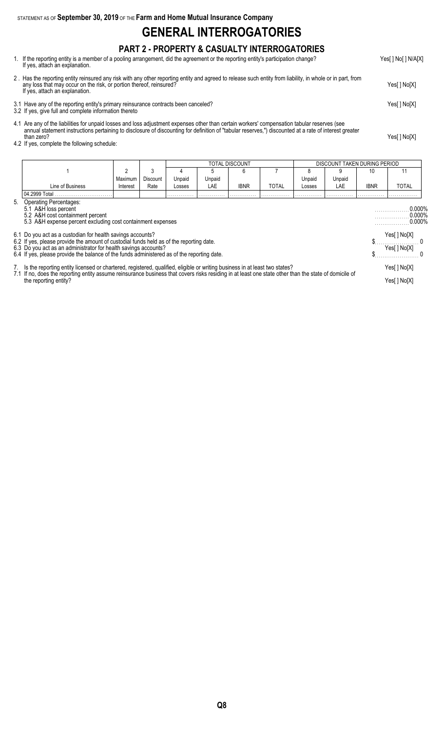STATEMENT AS OF **September 30, 2019** OF THE **Farm and Home Mutual Insurance Company**

# GENERAL INTERROGATORIES

## PART 2 - PROPERTY & CASUALTY INTERROGATORIES

1. If the reporting entity is a member of a pooling arrangement, did the agreement or the reporting entity's participation change? Yes[ ] No[ ] N/A[X]
   If yes, attach an explanation.

2. Has the reporting entity reinsured any risk with any other reporting entity and agreed to release such entity from liability, in whole or in part, from any loss that may occur on the risk, or portion thereof, reinsured? Yes[ ] No[X]
   If yes, attach an explanation.

3.1 Have any of the reporting entity's primary reinsurance contracts been canceled? Yes[ ] No[X]

3.2 If yes, give full and complete information thereto

4.1 Are any of the liabilities for unpaid losses and loss adjustment expenses other than certain workers' compensation tabular reserves (see annual statement instructions pertaining to disclosure of discounting for definition of "tabular reserves,") discounted at a rate of interest greater than zero? Yes[ ] No[X]

4.2 If yes, complete the following schedule:

| | | | TOTAL DISCOUNT | | | | DISCOUNT TAKEN DURING PERIOD | | | |
|---|---|---|---|---|---|---|---|---|---|---|
| 1 | 2 | 3 | 4 | 5 | 6 | 7 | 8 | 9 | 10 | 11 |
| Line of Business | Maximum Interest | Discount Rate | Unpaid Losses | Unpaid LAE | IBNR | TOTAL | Unpaid Losses | Unpaid LAE | IBNR | TOTAL |
| 04.2999 Total | | | | | | | | | | |

5. Operating Percentages:
   - 5.1 A&H loss percent 0.000%
   - 5.2 A&H cost containment percent 0.000%
   - 5.3 A&H expense percent excluding cost containment expenses 0.000%

6.1 Do you act as a custodian for health savings accounts? Yes[ ] No[X]

6.2 If yes, please provide the amount of custodial funds held as of the reporting date. $ 0

6.3 Do you act as an administrator for health savings accounts? Yes[ ] No[X]

6.4 If yes, please provide the balance of the funds administered as of the reporting date. $ 0

7. Is the reporting entity licensed or chartered, registered, qualified, eligible or writing business in at least two states? Yes[ ] No[X]

7.1 If no, does the reporting entity assume reinsurance business that covers risks residing in at least one state other than the state of domicile of the reporting entity? Yes[ ] No[X]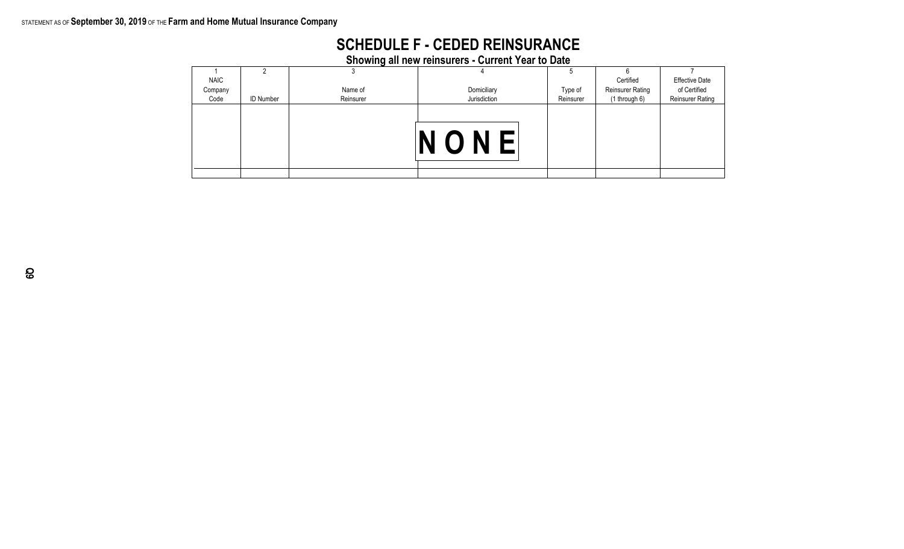STATEMENT AS OF **September 30, 2019** OF THE **Farm and Home Mutual Insurance Company**

# SCHEDULE F - CEDED REINSURANCE

## Showing all new reinsurers - Current Year to Date

| 1<br>NAIC<br>Company<br>Code | 2<br><br>ID Number | 3<br><br>Name of<br>Reinsurer | 4<br><br>Domiciliary<br>Jurisdiction | 5<br><br>Type of<br>Reinsurer | 6<br>Certified<br>Reinsurer Rating<br>(1 through 6) | 7<br>Effective Date<br>of Certified<br>Reinsurer Rating |
|---|---|---|---|---|---|---|
| | | | NONE | | | |
| | | | | | | |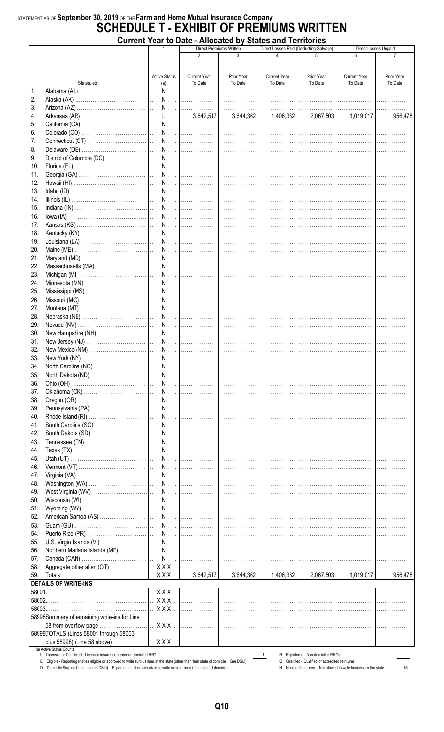STATEMENT AS OF **September 30, 2019** OF THE **Farm and Home Mutual Insurance Company**

# SCHEDULE T - EXHIBIT OF PREMIUMS WRITTEN

## Current Year to Date - Allocated by States and Territories

| | States, etc. | 1<br>Active Status (a) | Direct Premiums Written<br>2<br>Current Year To Date | <br>3<br>Prior Year To Date | Direct Losses Paid (Deducting Salvage)<br>4<br>Current Year To Date | <br>5<br>Prior Year To Date | Direct Losses Unpaid<br>6<br>Current Year To Date | <br>7<br>Prior Year To Date |
|---|---|---|---|---|---|---|---|---|
| 1. | Alabama (AL) | N | | | | | | |
| 2. | Alaska (AK) | N | | | | | | |
| 3. | Arizona (AZ) | N | | | | | | |
| 4. | Arkansas (AR) | L | 3,642,517 | 3,644,362 | 1,406,332 | 2,067,503 | 1,019,017 | 956,478 |
| 5. | California (CA) | N | | | | | | |
| 6. | Colorado (CO) | N | | | | | | |
| 7. | Connecticut (CT) | N | | | | | | |
| 8. | Delaware (DE) | N | | | | | | |
| 9. | District of Columbia (DC) | N | | | | | | |
| 10. | Florida (FL) | N | | | | | | |
| 11. | Georgia (GA) | N | | | | | | |
| 12. | Hawaii (HI) | N | | | | | | |
| 13. | Idaho (ID) | N | | | | | | |
| 14. | Illinois (IL) | N | | | | | | |
| 15. | Indiana (IN) | N | | | | | | |
| 16. | Iowa (IA) | N | | | | | | |
| 17. | Kansas (KS) | N | | | | | | |
| 18. | Kentucky (KY) | N | | | | | | |
| 19. | Louisiana (LA) | N | | | | | | |
| 20. | Maine (ME) | N | | | | | | |
| 21. | Maryland (MD) | N | | | | | | |
| 22. | Massachusetts (MA) | N | | | | | | |
| 23. | Michigan (MI) | N | | | | | | |
| 24. | Minnesota (MN) | N | | | | | | |
| 25. | Mississippi (MS) | N | | | | | | |
| 26. | Missouri (MO) | N | | | | | | |
| 27. | Montana (MT) | N | | | | | | |
| 28. | Nebraska (NE) | N | | | | | | |
| 29. | Nevada (NV) | N | | | | | | |
| 30. | New Hampshire (NH) | N | | | | | | |
| 31. | New Jersey (NJ) | N | | | | | | |
| 32. | New Mexico (NM) | N | | | | | | |
| 33. | New York (NY) | N | | | | | | |
| 34. | North Carolina (NC) | N | | | | | | |
| 35. | North Dakota (ND) | N | | | | | | |
| 36. | Ohio (OH) | N | | | | | | |
| 37. | Oklahoma (OK) | N | | | | | | |
| 38. | Oregon (OR) | N | | | | | | |
| 39. | Pennsylvania (PA) | N | | | | | | |
| 40. | Rhode Island (RI) | N | | | | | | |
| 41. | South Carolina (SC) | N | | | | | | |
| 42. | South Dakota (SD) | N | | | | | | |
| 43. | Tennessee (TN) | N | | | | | | |
| 44. | Texas (TX) | N | | | | | | |
| 45. | Utah (UT) | N | | | | | | |
| 46. | Vermont (VT) | N | | | | | | |
| 47. | Virginia (VA) | N | | | | | | |
| 48. | Washington (WA) | N | | | | | | |
| 49. | West Virginia (WV) | N | | | | | | |
| 50. | Wisconsin (WI) | N | | | | | | |
| 51. | Wyoming (WY) | N | | | | | | |
| 52. | American Samoa (AS) | N | | | | | | |
| 53. | Guam (GU) | N | | | | | | |
| 54. | Puerto Rico (PR) | N | | | | | | |
| 55. | U.S. Virgin Islands (VI) | N | | | | | | |
| 56. | Northern Mariana Islands (MP) | N | | | | | | |
| 57. | Canada (CAN) | N | | | | | | |
| 58. | Aggregate other alien (OT) | XXX | | | | | | |
| 59. | Totals | XXX | 3,642,517 | 3,644,362 | 1,406,332 | 2,067,503 | 1,019,017 | 956,478 |
| | **DETAILS OF WRITE-INS** | | | | | | | |
| 58001. | | XXX | | | | | | |
| 58002. | | XXX | | | | | | |
| 58003. | | XXX | | | | | | |
| 58998 | Summary of remaining write-ins for Line 58 from overflow page | XXX | | | | | | |
| 58999 | TOTALS (Lines 58001 through 58003 plus 58998) (Line 58 above) | XXX | | | | | | |

(a) Active Status Counts:

L Licensed or Chartered - Licensed insurance carrier or domiciled RRG — 1
E Eligible - Reporting entities eligible or approved to write surplus lines in the state (other than their state of domicile See DSLI) —
D Domestic Surplus Lines Insurer (DSLI) Reporting entities authorized to write surplus lines in the state of domicile. —
R Registered - Non-domiciled RRGs —
Q Qualified - Qualified or accredited reinsurer —
N None of the above Not allowed to write business in the state — 56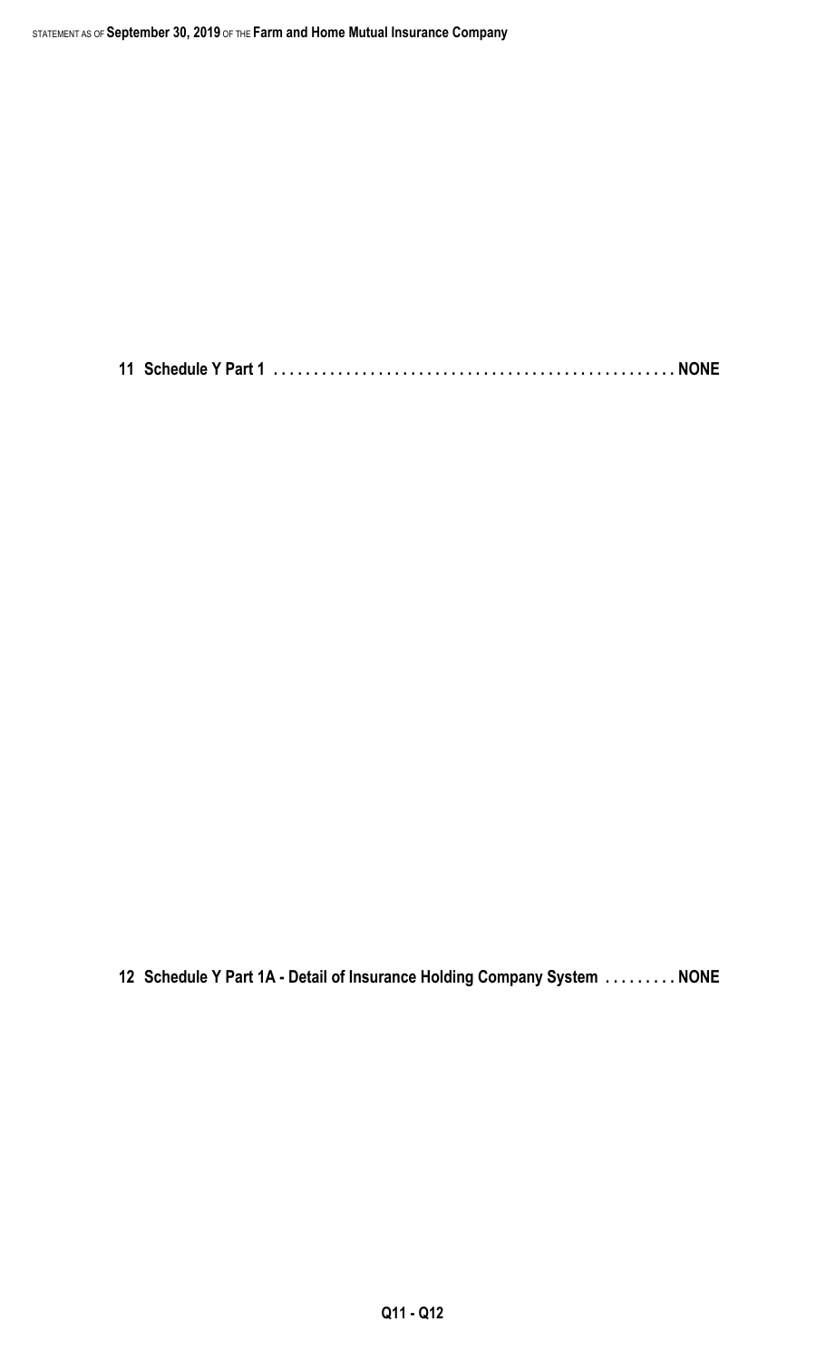**11 Schedule Y Part 1 . . . . . . . . . . . . . . . . . . . . . . . . . . . . . . . . . . . . . . . . . . . . . . . . . NONE**

**12 Schedule Y Part 1A - Detail of Insurance Holding Company System . . . . . . . . . NONE**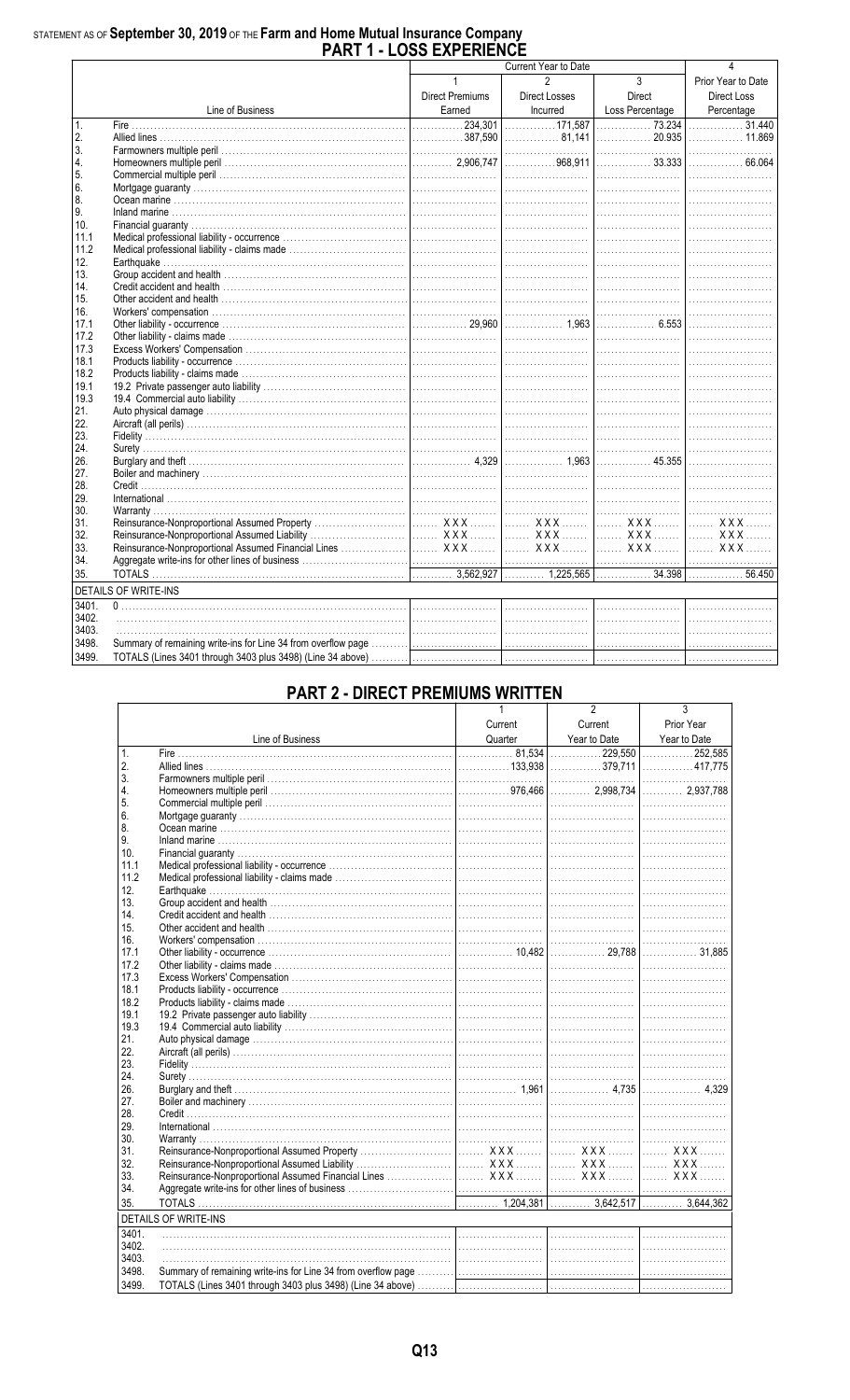STATEMENT AS OF **September 30, 2019** OF THE **Farm and Home Mutual Insurance Company**

# PART 1 - LOSS EXPERIENCE

| | Line of Business | Current Year to Date 1 Direct Premiums Earned | 2 Direct Losses Incurred | 3 Direct Loss Percentage | 4 Prior Year to Date Direct Loss Percentage |
|---|---|---|---|---|---|
| 1. | Fire | 234,301 | 171,587 | 73.234 | 31.440 |
| 2. | Allied lines | 387,590 | 81,141 | 20.935 | 11.869 |
| 3. | Farmowners multiple peril | | | | |
| 4. | Homeowners multiple peril | 2,906,747 | 968,911 | 33.333 | 66.064 |
| 5. | Commercial multiple peril | | | | |
| 6. | Mortgage guaranty | | | | |
| 8. | Ocean marine | | | | |
| 9. | Inland marine | | | | |
| 10. | Financial guaranty | | | | |
| 11.1 | Medical professional liability - occurrence | | | | |
| 11.2 | Medical professional liability - claims made | | | | |
| 12. | Earthquake | | | | |
| 13. | Group accident and health | | | | |
| 14. | Credit accident and health | | | | |
| 15. | Other accident and health | | | | |
| 16. | Workers' compensation | | | | |
| 17.1 | Other liability - occurrence | 29,960 | 1,963 | 6.553 | |
| 17.2 | Other liability - claims made | | | | |
| 17.3 | Excess Workers' Compensation | | | | |
| 18.1 | Products liability - occurrence | | | | |
| 18.2 | Products liability - claims made | | | | |
| 19.1 | 19.2 Private passenger auto liability | | | | |
| 19.3 | 19.4 Commercial auto liability | | | | |
| 21. | Auto physical damage | | | | |
| 22. | Aircraft (all perils) | | | | |
| 23. | Fidelity | | | | |
| 24. | Surety | | | | |
| 26. | Burglary and theft | 4,329 | 1,963 | 45.355 | |
| 27. | Boiler and machinery | | | | |
| 28. | Credit | | | | |
| 29. | International | | | | |
| 30. | Warranty | | | | |
| 31. | Reinsurance-Nonproportional Assumed Property | XXX | XXX | XXX | XXX |
| 32. | Reinsurance-Nonproportional Assumed Liability | XXX | XXX | XXX | XXX |
| 33. | Reinsurance-Nonproportional Assumed Financial Lines | XXX | XXX | XXX | XXX |
| 34. | Aggregate write-ins for other lines of business | | | | |
| 35. | TOTALS | 3,562,927 | 1,225,565 | 34.398 | 56.450 |
| | DETAILS OF WRITE-INS | | | | |
| 3401. | 0 | | | | |
| 3402. | | | | | |
| 3403. | | | | | |
| 3498. | Summary of remaining write-ins for Line 34 from overflow page | | | | |
| 3499. | TOTALS (Lines 3401 through 3403 plus 3498) (Line 34 above) | | | | |

# PART 2 - DIRECT PREMIUMS WRITTEN

| | Line of Business | 1 Current Quarter | 2 Current Year to Date | 3 Prior Year Year to Date |
|---|---|---|---|---|
| 1. | Fire | 81,534 | 229,550 | 252,585 |
| 2. | Allied lines | 133,938 | 379,711 | 417,775 |
| 3. | Farmowners multiple peril | | | |
| 4. | Homeowners multiple peril | 976,466 | 2,998,734 | 2,937,788 |
| 5. | Commercial multiple peril | | | |
| 6. | Mortgage guaranty | | | |
| 8. | Ocean marine | | | |
| 9. | Inland marine | | | |
| 10. | Financial guaranty | | | |
| 11.1 | Medical professional liability - occurrence | | | |
| 11.2 | Medical professional liability - claims made | | | |
| 12. | Earthquake | | | |
| 13. | Group accident and health | | | |
| 14. | Credit accident and health | | | |
| 15. | Other accident and health | | | |
| 16. | Workers' compensation | | | |
| 17.1 | Other liability - occurrence | 10,482 | 29,788 | 31,885 |
| 17.2 | Other liability - claims made | | | |
| 17.3 | Excess Workers' Compensation | | | |
| 18.1 | Products liability - occurrence | | | |
| 18.2 | Products liability - claims made | | | |
| 19.1 | 19.2 Private passenger auto liability | | | |
| 19.3 | 19.4 Commercial auto liability | | | |
| 21. | Auto physical damage | | | |
| 22. | Aircraft (all perils) | | | |
| 23. | Fidelity | | | |
| 24. | Surety | | | |
| 26. | Burglary and theft | 1,961 | 4,735 | 4,329 |
| 27. | Boiler and machinery | | | |
| 28. | Credit | | | |
| 29. | International | | | |
| 30. | Warranty | | | |
| 31. | Reinsurance-Nonproportional Assumed Property | XXX | XXX | XXX |
| 32. | Reinsurance-Nonproportional Assumed Liability | XXX | XXX | XXX |
| 33. | Reinsurance-Nonproportional Assumed Financial Lines | XXX | XXX | XXX |
| 34. | Aggregate write-ins for other lines of business | | | |
| 35. | TOTALS | 1,204,381 | 3,642,517 | 3,644,362 |
| | DETAILS OF WRITE-INS | | | |
| 3401. | | | | |
| 3402. | | | | |
| 3403. | | | | |
| 3498. | Summary of remaining write-ins for Line 34 from overflow page | | | |
| 3499. | TOTALS (Lines 3401 through 3403 plus 3498) (Line 34 above) | | | |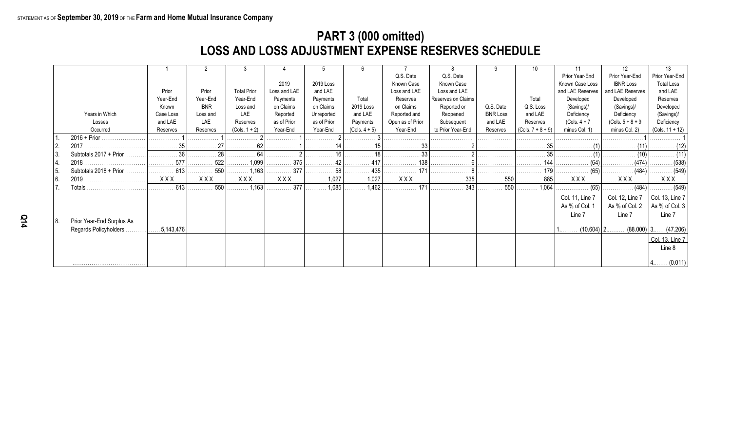STATEMENT AS OF **September 30, 2019** OF THE **Farm and Home Mutual Insurance Company**

# PART 3 (000 omitted)
## LOSS AND LOSS ADJUSTMENT EXPENSE RESERVES SCHEDULE

| | Years in Which Losses Occurred | 1<br>Prior Year-End Known Case Loss and LAE Reserves | 2<br>Prior Year-End IBNR Loss and LAE Reserves | 3<br>Total Prior Year-End Loss and LAE Reserves (Cols. 1 + 2) | 4<br>2019 Loss and LAE Payments on Claims Reported as of Prior Year-End | 5<br>2019 Loss and LAE Payments on Claims Unreported as of Prior Year-End | 6<br>Total 2019 Loss and LAE Payments (Cols. 4 + 5) | 7<br>Q.S. Date Known Case Loss and LAE Reserves on Claims Reported and Open as of Prior Year-End | 8<br>Q.S. Date Known Case Loss and LAE Reserves on Claims Reopened or Reported Subsequent to Prior Year-End | 9<br>Q.S. Date IBNR Loss and LAE Reserves | 10<br>Total Q.S. Loss and LAE Reserves (Cols. 7 + 8 + 9) | 11<br>Prior Year-End Known Case Loss and LAE Reserves Developed (Savings)/ Deficiency (Cols. 4 + 7 minus Col. 1) | 12<br>Prior Year-End IBNR Loss and LAE Reserves Developed (Savings)/ Deficiency (Cols. 5 + 8 + 9 minus Col. 2) | 13<br>Prior Year-End Total Loss and LAE Reserves Developed (Savings)/ Deficiency (Cols. 11 + 12) |
|---|---|---|---|---|---|---|---|---|---|---|---|---|---|---|
| 1. | 2016 + Prior | 1 | 1 | 2 | 1 | 2 | 3 | | | | | | 1 | 1 |
| 2. | 2017 | 35 | 27 | 62 | 1 | 14 | 15 | 33 | 2 | | 35 | (1) | (11) | (12) |
| 3. | Subtotals 2017 + Prior | 36 | 28 | 64 | 2 | 16 | 18 | 33 | 2 | | 35 | (1) | (10) | (11) |
| 4. | 2018 | 577 | 522 | 1,099 | 375 | 42 | 417 | 138 | 6 | | 144 | (64) | (474) | (538) |
| 5. | Subtotals 2018 + Prior | 613 | 550 | 1,163 | 377 | 58 | 435 | 171 | 8 | | 179 | (65) | (484) | (549) |
| 6. | 2019 | XXX | XXX | XXX | XXX | 1,027 | 1,027 | XXX | 335 | 550 | 885 | XXX | XXX | XXX |
| 7. | Totals | 613 | 550 | 1,163 | 377 | 1,085 | 1,462 | 171 | 343 | 550 | 1,064 | (65) | (484) | (549) |
| | | | | | | | | | | | | Col. 11, Line 7 As % of Col. 1 Line 7 | Col. 12, Line 7 As % of Col. 2 Line 7 | Col. 13, Line 7 As % of Col. 3 Line 7 |
| 8. | Prior Year-End Surplus As Regards Policyholders | 5,143,476 | | | | | | | | | | 1. (10.604) | 2. (88.000) | 3. (47.206) |
| | | | | | | | | | | | | | | Col. 13, Line 7 Line 8 |
| | | | | | | | | | | | | | | 4. (0.011) |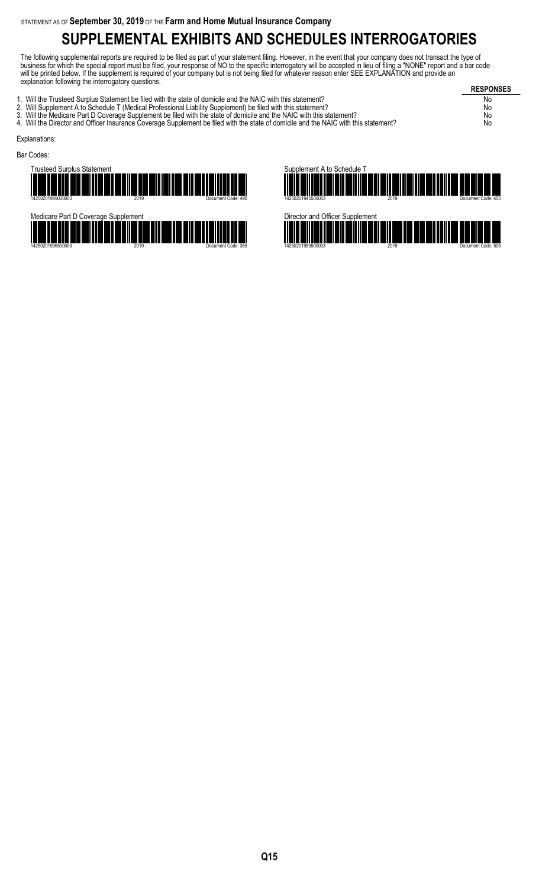STATEMENT AS OF **September 30, 2019** OF THE **Farm and Home Mutual Insurance Company**

# SUPPLEMENTAL EXHIBITS AND SCHEDULES INTERROGATORIES

The following supplemental reports are required to be filed as part of your statement filing. However, in the event that your company does not transact the type of business for which the special report must be filed, your response of NO to the specific interrogatory will be accepted in lieu of filing a "NONE" report and a bar code will be printed below. If the supplement is required of your company but is not being filed for whatever reason enter SEE EXPLANATION and provide an explanation following the interrogatory questions.

| | RESPONSES |
|---|---|
| 1. Will the Trusteed Surplus Statement be filed with the state of domicile and the NAIC with this statement? | No |
| 2. Will Supplement A to Schedule T (Medical Professional Liability Supplement) be filed with this statement? | No |
| 3. Will the Medicare Part D Coverage Supplement be filed with the state of domicile and the NAIC with this statement? | No |
| 4. Will the Director and Officer Insurance Coverage Supplement be filed with the state of domicile and the NAIC with this statement? | No |

Explanations:

Bar Codes:

Trusteed Surplus Statement
14250201949000003 2019 Document Code: 490

Supplement A to Schedule T
14250201945500003 2019 Document Code: 455

Medicare Part D Coverage Supplement
14250201936500003 2019 Document Code: 365

Director and Officer Supplement
14250201950500003 2019 Document Code: 505

Q15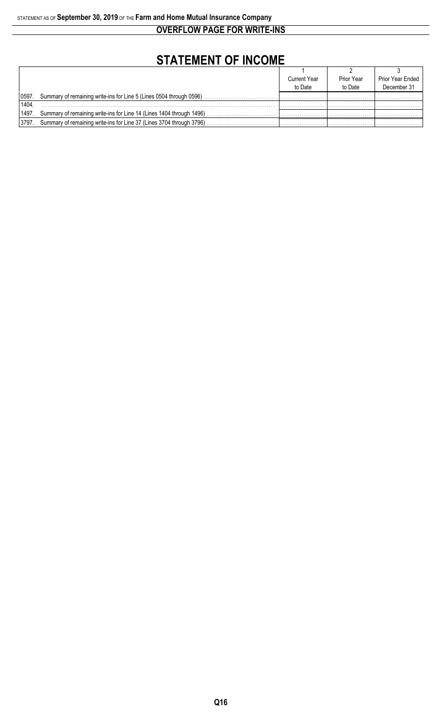## OVERFLOW PAGE FOR WRITE-INS

# STATEMENT OF INCOME

| | | 1 | 2 | 3 |
|---|---|---|---|---|
| | | Current Year to Date | Prior Year to Date | Prior Year Ended December 31 |
| 0597. | Summary of remaining write-ins for Line 5 (Lines 0504 through 0596) | | | |
| 1404. | | | | |
| 1497. | Summary of remaining write-ins for Line 14 (Lines 1404 through 1496) | | | |
| 3797. | Summary of remaining write-ins for Line 37 (Lines 3704 through 3796) | | | |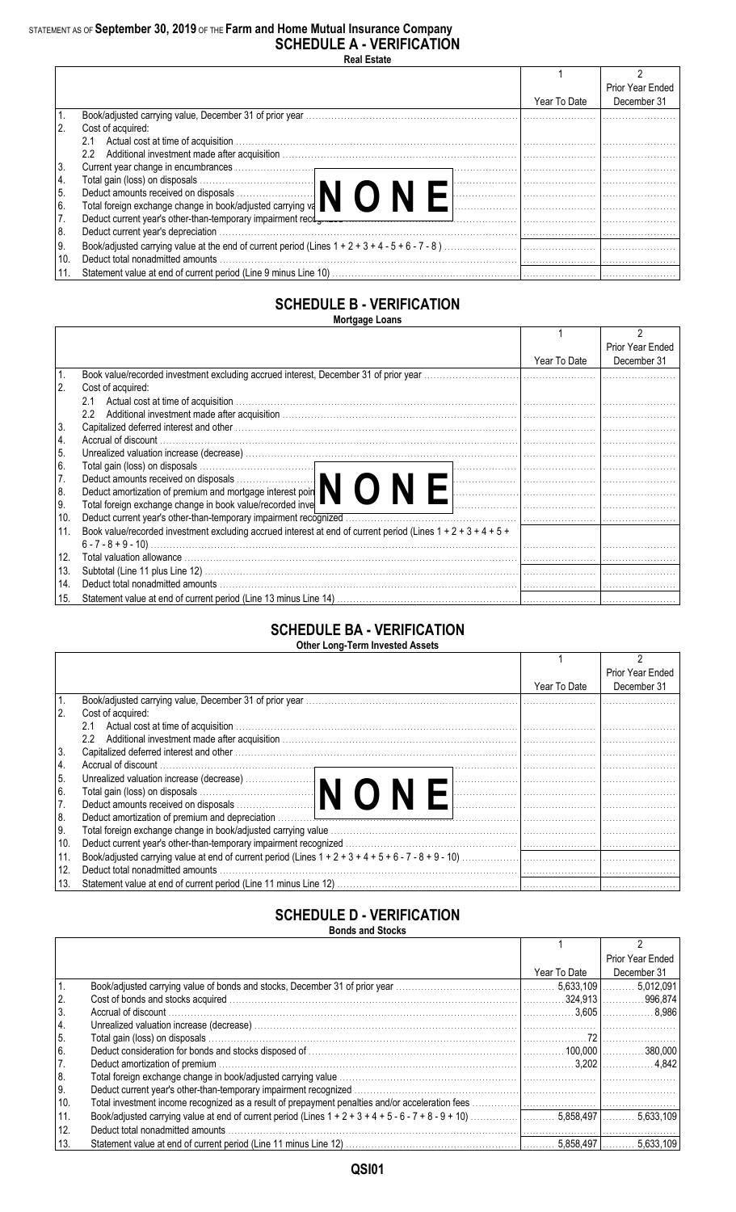STATEMENT AS OF **September 30, 2019** OF THE **Farm and Home Mutual Insurance Company**

# SCHEDULE A - VERIFICATION

**Real Estate**

| | | 1<br>Year To Date | 2<br>Prior Year Ended December 31 |
|---|---|---|---|
| 1. | Book/adjusted carrying value, December 31 of prior year | | |
| 2. | Cost of acquired: | | |
| | 2.1 Actual cost at time of acquisition | | |
| | 2.2 Additional investment made after acquisition | | |
| 3. | Current year change in encumbrances | | |
| 4. | Total gain (loss) on disposals | | |
| 5. | Deduct amounts received on disposals | | |
| 6. | Total foreign exchange change in book/adjusted carrying value | | |
| 7. | Deduct current year's other-than-temporary impairment recognized | | |
| 8. | Deduct current year's depreciation | | |
| 9. | Book/adjusted carrying value at the end of current period (Lines 1 + 2 + 3 + 4 - 5 + 6 - 7 - 8 ) | | |
| 10. | Deduct total nonadmitted amounts | | |
| 11. | Statement value at end of current period (Line 9 minus Line 10) | | |

**NONE**

# SCHEDULE B - VERIFICATION

**Mortgage Loans**

| | | 1<br>Year To Date | 2<br>Prior Year Ended December 31 |
|---|---|---|---|
| 1. | Book value/recorded investment excluding accrued interest, December 31 of prior year | | |
| 2. | Cost of acquired: | | |
| | 2.1 Actual cost at time of acquisition | | |
| | 2.2 Additional investment made after acquisition | | |
| 3. | Capitalized deferred interest and other | | |
| 4. | Accrual of discount | | |
| 5. | Unrealized valuation increase (decrease) | | |
| 6. | Total gain (loss) on disposals | | |
| 7. | Deduct amounts received on disposals | | |
| 8. | Deduct amortization of premium and mortgage interest points and commitment fees | | |
| 9. | Total foreign exchange change in book value/recorded investment excluding accrued interest | | |
| 10. | Deduct current year's other-than-temporary impairment recognized | | |
| 11. | Book value/recorded investment excluding accrued interest at end of current period (Lines 1 + 2 + 3 + 4 + 5 + 6 - 7 - 8 + 9 - 10) | | |
| 12. | Total valuation allowance | | |
| 13. | Subtotal (Line 11 plus Line 12) | | |
| 14. | Deduct total nonadmitted amounts | | |
| 15. | Statement value at end of current period (Line 13 minus Line 14) | | |

**NONE**

# SCHEDULE BA - VERIFICATION

**Other Long-Term Invested Assets**

| | | 1<br>Year To Date | 2<br>Prior Year Ended December 31 |
|---|---|---|---|
| 1. | Book/adjusted carrying value, December 31 of prior year | | |
| 2. | Cost of acquired: | | |
| | 2.1 Actual cost at time of acquisition | | |
| | 2.2 Additional investment made after acquisition | | |
| 3. | Capitalized deferred interest and other | | |
| 4. | Accrual of discount | | |
| 5. | Unrealized valuation increase (decrease) | | |
| 6. | Total gain (loss) on disposals | | |
| 7. | Deduct amounts received on disposals | | |
| 8. | Deduct amortization of premium and depreciation | | |
| 9. | Total foreign exchange change in book/adjusted carrying value | | |
| 10. | Deduct current year's other-than-temporary impairment recognized | | |
| 11. | Book/adjusted carrying value at end of current period (Lines 1 + 2 + 3 + 4 + 5 + 6 - 7 - 8 + 9 - 10) | | |
| 12. | Deduct total nonadmitted amounts | | |
| 13. | Statement value at end of current period (Line 11 minus Line 12) | | |

**NONE**

# SCHEDULE D - VERIFICATION

**Bonds and Stocks**

| | | 1<br>Year To Date | 2<br>Prior Year Ended December 31 |
|---|---|---|---|
| 1. | Book/adjusted carrying value of bonds and stocks, December 31 of prior year | 5,633,109 | 5,012,091 |
| 2. | Cost of bonds and stocks acquired | 324,913 | 996,874 |
| 3. | Accrual of discount | 3,605 | 8,986 |
| 4. | Unrealized valuation increase (decrease) | | |
| 5. | Total gain (loss) on disposals | 72 | |
| 6. | Deduct consideration for bonds and stocks disposed of | 100,000 | 380,000 |
| 7. | Deduct amortization of premium | 3,202 | 4,842 |
| 8. | Total foreign exchange change in book/adjusted carrying value | | |
| 9. | Deduct current year's other-than-temporary impairment recognized | | |
| 10. | Total investment income recognized as a result of prepayment penalties and/or acceleration fees | | |
| 11. | Book/adjusted carrying value at end of current period (Lines 1 + 2 + 3 + 4 + 5 - 6 - 7 + 8 - 9 + 10) | 5,858,497 | 5,633,109 |
| 12. | Deduct total nonadmitted amounts | | |
| 13. | Statement value at end of current period (Line 11 minus Line 12) | 5,858,497 | 5,633,109 |

QSI01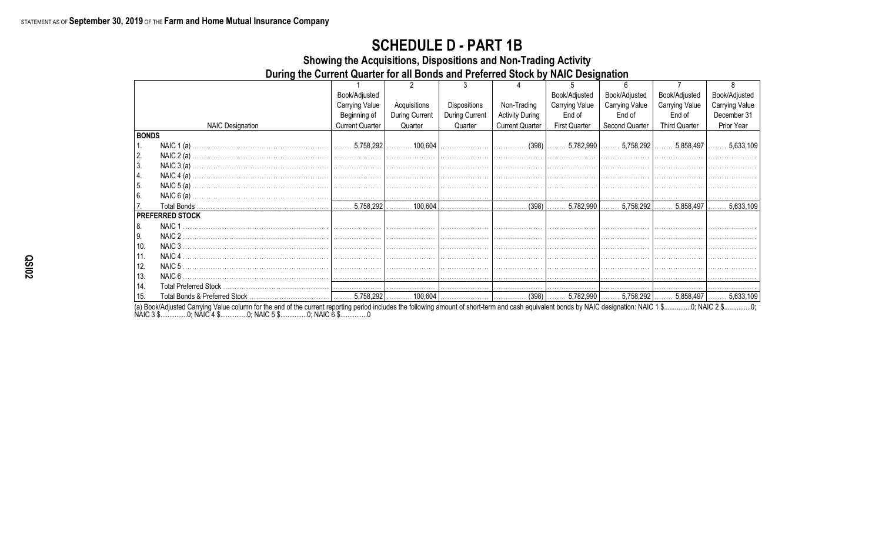STATEMENT AS OF **September 30, 2019** OF THE **Farm and Home Mutual Insurance Company**

# SCHEDULE D - PART 1B

## Showing the Acquisitions, Dispositions and Non-Trading Activity

## During the Current Quarter for all Bonds and Preferred Stock by NAIC Designation

| | NAIC Designation | 1 Book/Adjusted Carrying Value Beginning of Current Quarter | 2 Acquisitions During Current Quarter | 3 Dispositions During Current Quarter | 4 Non-Trading Activity During Current Quarter | 5 Book/Adjusted Carrying Value End of First Quarter | 6 Book/Adjusted Carrying Value End of Second Quarter | 7 Book/Adjusted Carrying Value End of Third Quarter | 8 Book/Adjusted Carrying Value December 31 Prior Year |
|---|---|---|---|---|---|---|---|---|---|
| **BONDS** | | | | | | | | | |
| 1. | NAIC 1 (a) | 5,758,292 | 100,604 | | (398) | 5,782,990 | 5,758,292 | 5,858,497 | 5,633,109 |
| 2. | NAIC 2 (a) | | | | | | | | |
| 3. | NAIC 3 (a) | | | | | | | | |
| 4. | NAIC 4 (a) | | | | | | | | |
| 5. | NAIC 5 (a) | | | | | | | | |
| 6. | NAIC 6 (a) | | | | | | | | |
| 7. | Total Bonds | 5,758,292 | 100,604 | | (398) | 5,782,990 | 5,758,292 | 5,858,497 | 5,633,109 |
| **PREFERRED STOCK** | | | | | | | | | |
| 8. | NAIC 1 | | | | | | | | |
| 9. | NAIC 2 | | | | | | | | |
| 10. | NAIC 3 | | | | | | | | |
| 11. | NAIC 4 | | | | | | | | |
| 12. | NAIC 5 | | | | | | | | |
| 13. | NAIC 6 | | | | | | | | |
| 14. | Total Preferred Stock | | | | | | | | |
| 15. | Total Bonds & Preferred Stock | 5,758,292 | 100,604 | | (398) | 5,782,990 | 5,758,292 | 5,858,497 | 5,633,109 |

(a) Book/Adjusted Carrying Value column for the end of the current reporting period includes the following amount of short-term and cash equivalent bonds by NAIC designation: NAIC 1 $...............0; NAIC 2 $...............0; NAIC 3 $...............0; NAIC 4 $...............0; NAIC 5 $...............0; NAIC 6 $...............0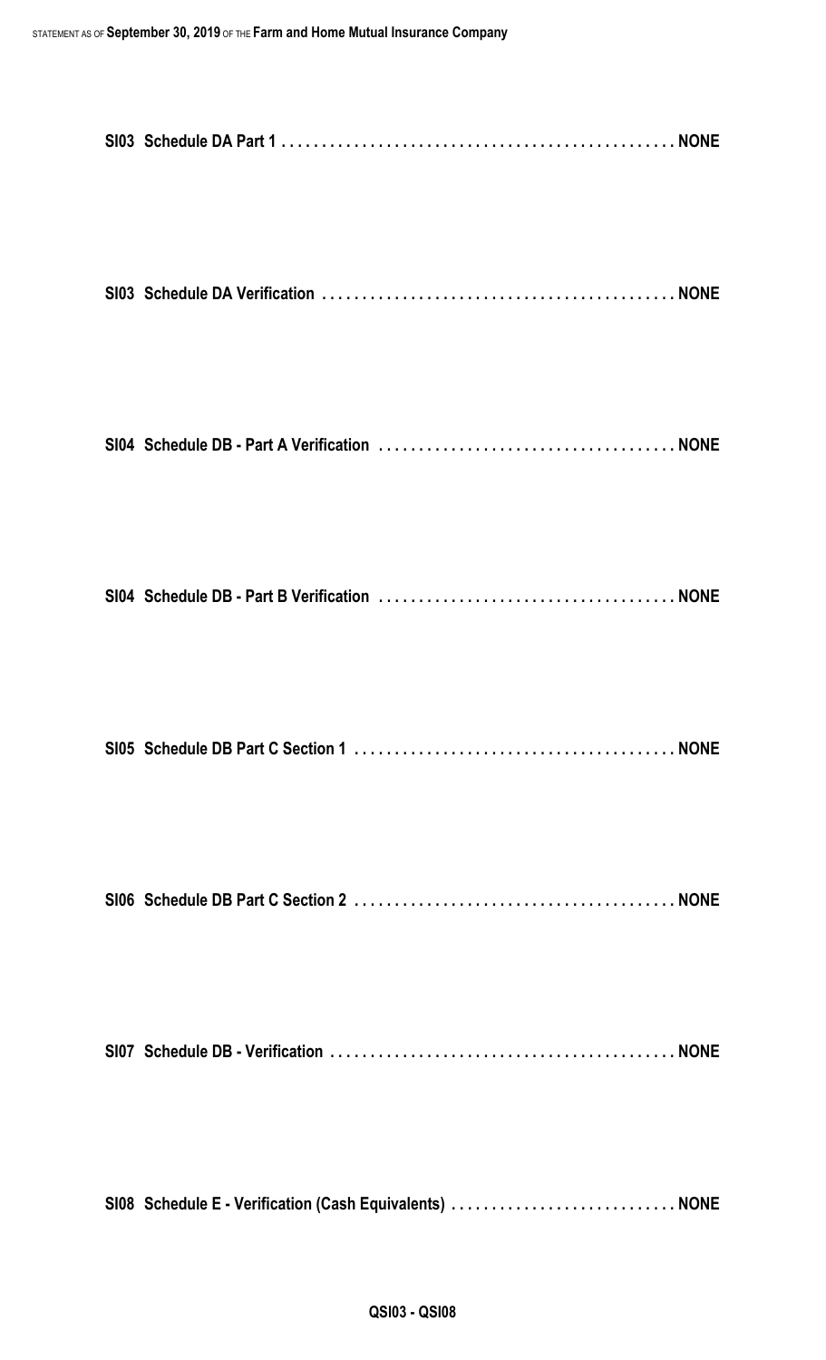**SI03 Schedule DA Part 1 . . . . . . . . . . . . . . . . . . . . . . . . . . . . . . . . . . . . . . . . . . . . . . . . NONE**

**SI03 Schedule DA Verification . . . . . . . . . . . . . . . . . . . . . . . . . . . . . . . . . . . . . . . . . . . NONE**

**SI04 Schedule DB - Part A Verification . . . . . . . . . . . . . . . . . . . . . . . . . . . . . . . . . . . . NONE**

**SI04 Schedule DB - Part B Verification . . . . . . . . . . . . . . . . . . . . . . . . . . . . . . . . . . . . NONE**

**SI05 Schedule DB Part C Section 1 . . . . . . . . . . . . . . . . . . . . . . . . . . . . . . . . . . . . . . . NONE**

**SI06 Schedule DB Part C Section 2 . . . . . . . . . . . . . . . . . . . . . . . . . . . . . . . . . . . . . . . NONE**

**SI07 Schedule DB - Verification . . . . . . . . . . . . . . . . . . . . . . . . . . . . . . . . . . . . . . . . . . NONE**

**SI08 Schedule E - Verification (Cash Equivalents) . . . . . . . . . . . . . . . . . . . . . . . . . . . NONE**

**QSI03 - QSI08**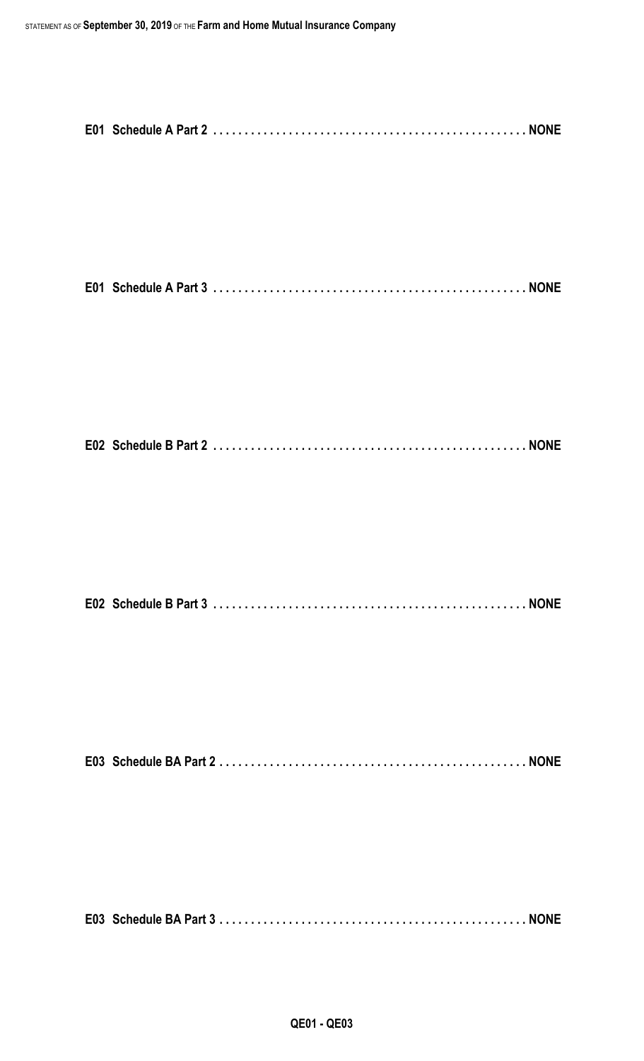**E01 Schedule A Part 2 . . . . . . . . . . . . . . . . . . . . . . . . . . . . . . . . . . . . . . . . . . . . . . . . NONE**

**E01 Schedule A Part 3 . . . . . . . . . . . . . . . . . . . . . . . . . . . . . . . . . . . . . . . . . . . . . . . . NONE**

**E02 Schedule B Part 2 . . . . . . . . . . . . . . . . . . . . . . . . . . . . . . . . . . . . . . . . . . . . . . . . NONE**

**E02 Schedule B Part 3 . . . . . . . . . . . . . . . . . . . . . . . . . . . . . . . . . . . . . . . . . . . . . . . . NONE**

**E03 Schedule BA Part 2 . . . . . . . . . . . . . . . . . . . . . . . . . . . . . . . . . . . . . . . . . . . . . . . NONE**

**E03 Schedule BA Part 3 . . . . . . . . . . . . . . . . . . . . . . . . . . . . . . . . . . . . . . . . . . . . . . . NONE**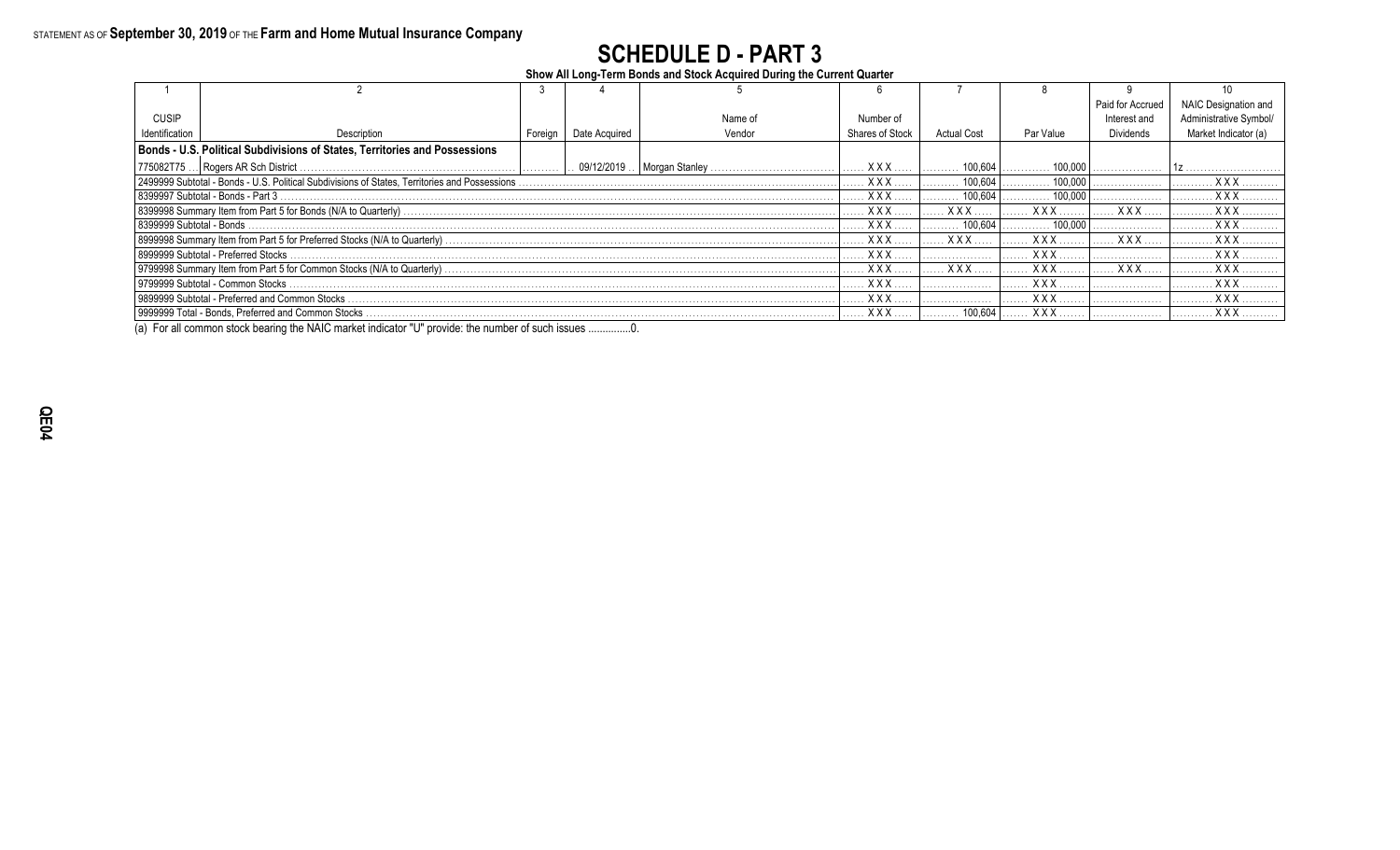STATEMENT AS OF **September 30, 2019** OF THE **Farm and Home Mutual Insurance Company**

# SCHEDULE D - PART 3

**Show All Long-Term Bonds and Stock Acquired During the Current Quarter**

| 1 | 2 | 3 | 4 | 5 | 6 | 7 | 8 | 9 | 10 |
|---|---|---|---|---|---|---|---|---|---|
| CUSIP Identification | Description | Foreign | Date Acquired | Name of Vendor | Number of Shares of Stock | Actual Cost | Par Value | Paid for Accrued Interest and Dividends | NAIC Designation and Administrative Symbol/ Market Indicator (a) |
| **Bonds - U.S. Political Subdivisions of States, Territories and Possessions** | | | | | | | | | |
| 775082T75 | Rogers AR Sch District | | 09/12/2019 | Morgan Stanley | XXX | 100,604 | 100,000 | | 1z |
| 2499999 Subtotal - Bonds - U.S. Political Subdivisions of States, Territories and Possessions | | | | | XXX | 100,604 | 100,000 | | XXX |
| 8399997 Subtotal - Bonds - Part 3 | | | | | XXX | 100,604 | 100,000 | | XXX |
| 8399998 Summary Item from Part 5 for Bonds (N/A to Quarterly) | | | | | XXX | XXX | XXX | XXX | XXX |
| 8399999 Subtotal - Bonds | | | | | XXX | 100,604 | 100,000 | | XXX |
| 8999998 Summary Item from Part 5 for Preferred Stocks (N/A to Quarterly) | | | | | XXX | XXX | XXX | XXX | XXX |
| 8999999 Subtotal - Preferred Stocks | | | | | XXX | | XXX | | XXX |
| 9799998 Summary Item from Part 5 for Common Stocks (N/A to Quarterly) | | | | | XXX | XXX | XXX | XXX | XXX |
| 9799999 Subtotal - Common Stocks | | | | | XXX | | XXX | | XXX |
| 9899999 Subtotal - Preferred and Common Stocks | | | | | XXX | | XXX | | XXX |
| 9999999 Total - Bonds, Preferred and Common Stocks | | | | | XXX | 100,604 | XXX | | XXX |

(a) For all common stock bearing the NAIC market indicator "U" provide: the number of such issues ...............0.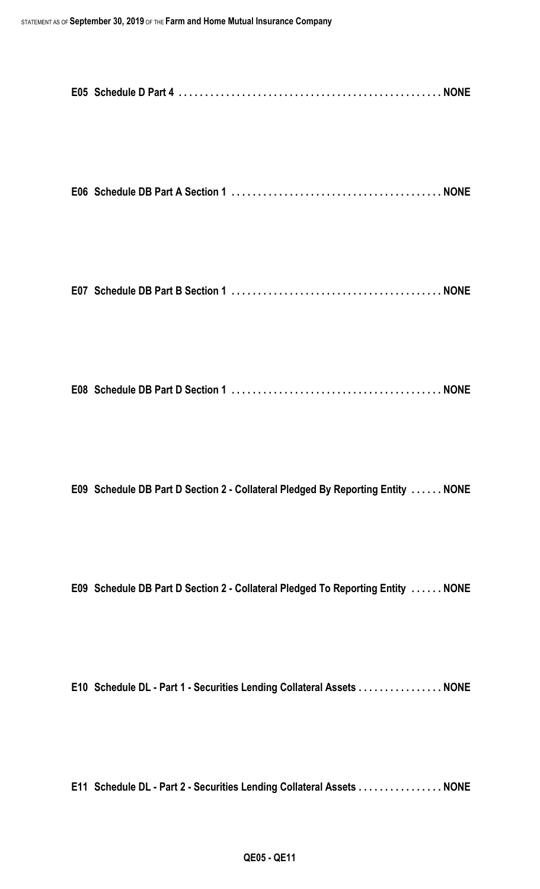E05 Schedule D Part 4 . . . . . . . . . . . . . . . . . . . . . . . . . . . . . . . . . . . . . . . . . . . . . . . . NONE

E06 Schedule DB Part A Section 1 . . . . . . . . . . . . . . . . . . . . . . . . . . . . . . . . . . . . . . . NONE

E07 Schedule DB Part B Section 1 . . . . . . . . . . . . . . . . . . . . . . . . . . . . . . . . . . . . . . . NONE

E08 Schedule DB Part D Section 1 . . . . . . . . . . . . . . . . . . . . . . . . . . . . . . . . . . . . . . . NONE

E09 Schedule DB Part D Section 2 - Collateral Pledged By Reporting Entity . . . . . . NONE

E09 Schedule DB Part D Section 2 - Collateral Pledged To Reporting Entity . . . . . . NONE

E10 Schedule DL - Part 1 - Securities Lending Collateral Assets . . . . . . . . . . . . . . . . NONE

E11 Schedule DL - Part 2 - Securities Lending Collateral Assets . . . . . . . . . . . . . . . . NONE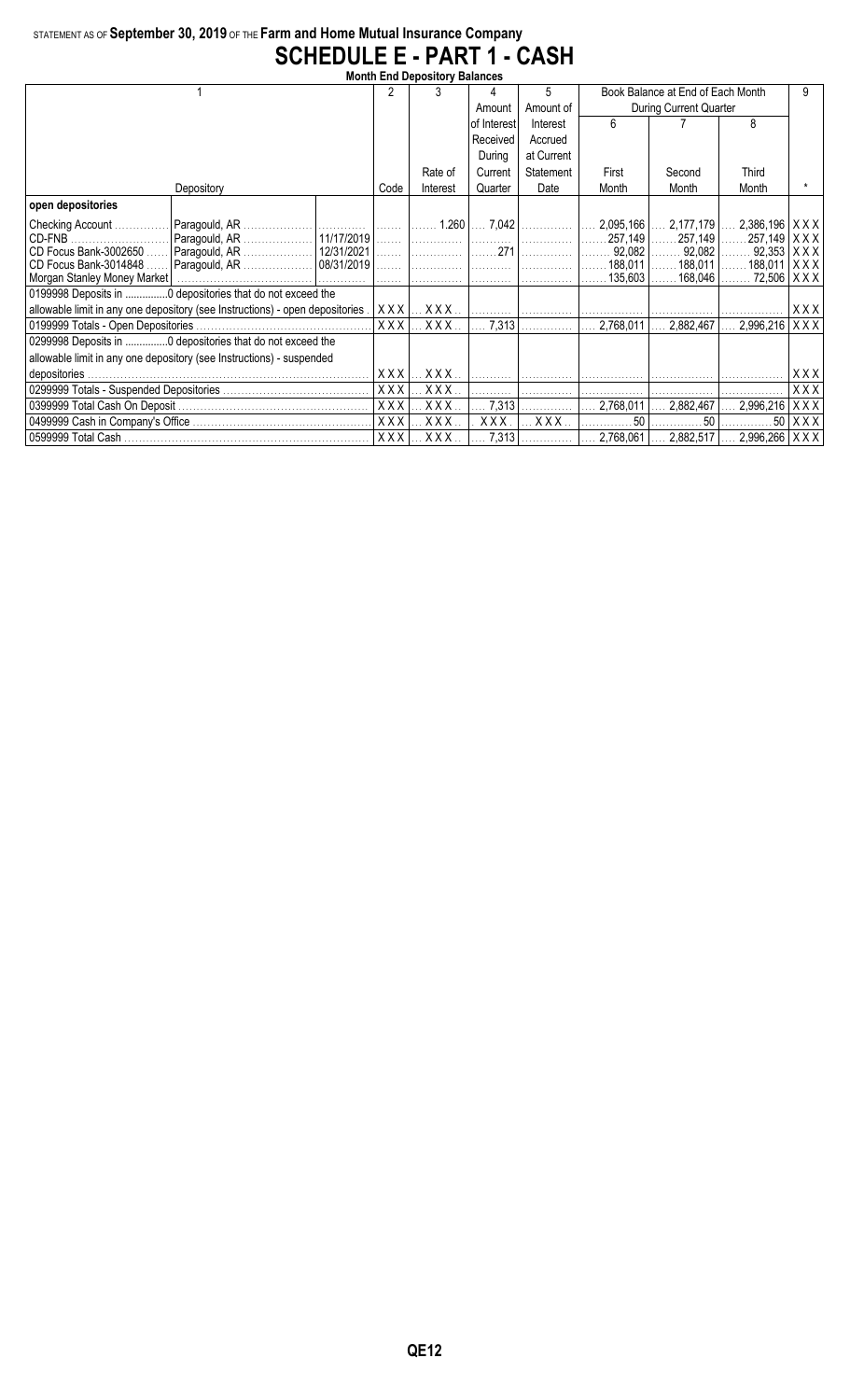STATEMENT AS OF **September 30, 2019** OF THE **Farm and Home Mutual Insurance Company**

# SCHEDULE E - PART 1 - CASH

**Month End Depository Balances**

| 1 | | | 2 | 3 | 4 | 5 | Book Balance at End of Each Month During Current Quarter | | | 9 |
|---|---|---|---|---|---|---|---|---|---|---|
| | | | | | Amount of Interest Received During Current Quarter | Amount of Interest Accrued at Current Statement Date | 6 | 7 | 8 | |
| Depository | | | Code | Rate of Interest | | | First Month | Second Month | Third Month | * |
| **open depositories** | | | | | | | | | | |
| Checking Account | Paragould, AR | | | 1.260 | 7,042 | | 2,095,166 | 2,177,179 | 2,386,196 | XXX |
| CD-FNB | Paragould, AR | 11/17/2019 | | | | | 257,149 | 257,149 | 257,149 | XXX |
| CD Focus Bank-3002650 | Paragould, AR | 12/31/2021 | | | 271 | | 92,082 | 92,082 | 92,353 | XXX |
| CD Focus Bank-3014848 | Paragould, AR | 08/31/2019 | | | | | 188,011 | 188,011 | 188,011 | XXX |
| Morgan Stanley Money Market | | | | | | | 135,603 | 168,046 | 72,506 | XXX |
| 0199998 Deposits in ..............0 depositories that do not exceed the allowable limit in any one depository (see Instructions) - open depositories | | | XXX | XXX | | | | | | XXX |
| 0199999 Totals - Open Depositories | | | XXX | XXX | 7,313 | | 2,768,011 | 2,882,467 | 2,996,216 | XXX |
| 0299998 Deposits in ..............0 depositories that do not exceed the allowable limit in any one depository (see Instructions) - suspended depositories | | | XXX | XXX | | | | | | XXX |
| 0299999 Totals - Suspended Depositories | | | XXX | XXX | | | | | | XXX |
| 0399999 Total Cash On Deposit | | | XXX | XXX | 7,313 | | 2,768,011 | 2,882,467 | 2,996,216 | XXX |
| 0499999 Cash in Company's Office | | | XXX | XXX | XXX | XXX | 50 | 50 | 50 | XXX |
| 0599999 Total Cash | | | XXX | XXX | 7,313 | | 2,768,061 | 2,882,517 | 2,996,266 | XXX |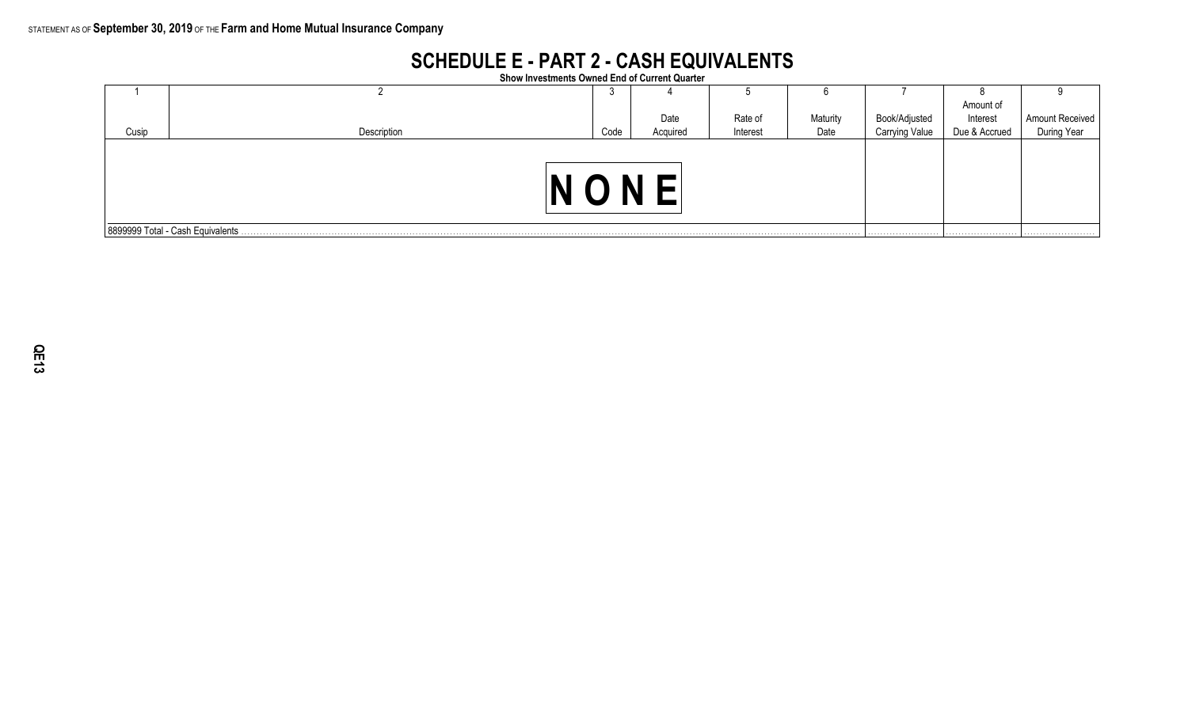STATEMENT AS OF **September 30, 2019** OF THE **Farm and Home Mutual Insurance Company**

# SCHEDULE E - PART 2 - CASH EQUIVALENTS

**Show Investments Owned End of Current Quarter**

| 1 | 2 | 3 | 4 | 5 | 6 | 7 | 8 | 9 |
|---|---|---|---|---|---|---|---|---|
| Cusip | Description | Code | Date Acquired | Rate of Interest | Maturity Date | Book/Adjusted Carrying Value | Amount of Interest Due & Accrued | Amount Received During Year |
| | NONE | | | | | | | |
| 8899999 Total - Cash Equivalents | | | | | | | | |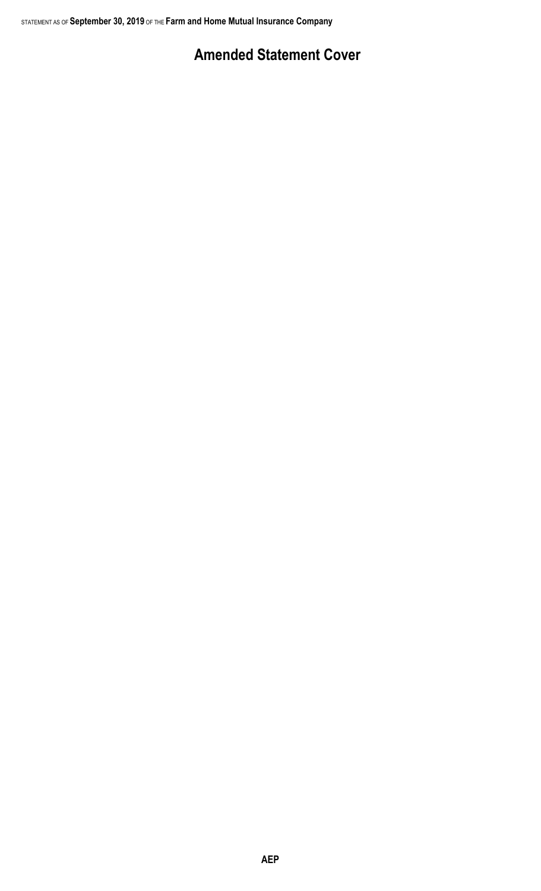# Amended Statement Cover

AEP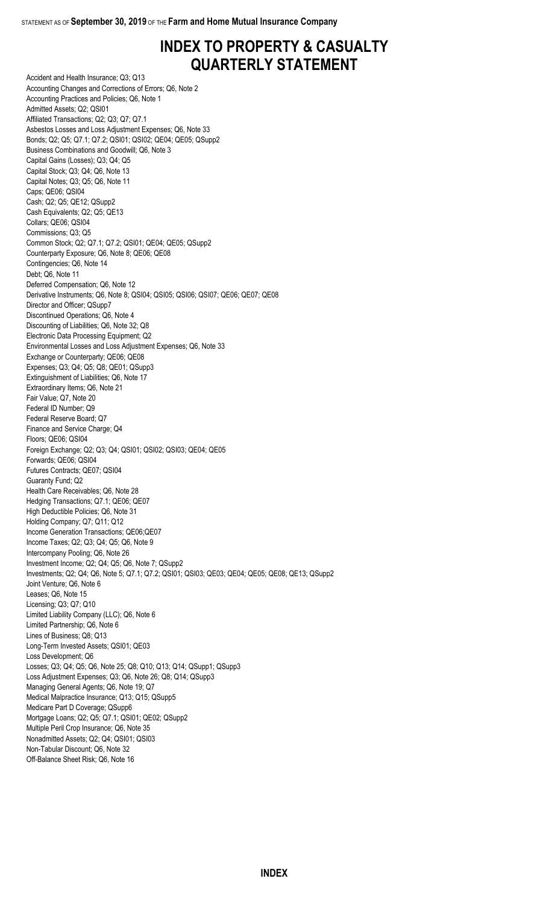# INDEX TO PROPERTY & CASUALTY QUARTERLY STATEMENT

Accident and Health Insurance; Q3; Q13
Accounting Changes and Corrections of Errors; Q6, Note 2
Accounting Practices and Policies; Q6, Note 1
Admitted Assets; Q2; QSI01
Affiliated Transactions; Q2; Q3; Q7; Q7.1
Asbestos Losses and Loss Adjustment Expenses; Q6, Note 33
Bonds; Q2; Q5; Q7.1; Q7.2; QSI01; QSI02; QE04; QE05; QSupp2
Business Combinations and Goodwill; Q6, Note 3
Capital Gains (Losses); Q3; Q4; Q5
Capital Stock; Q3; Q4; Q6, Note 13
Capital Notes; Q3; Q5; Q6, Note 11
Caps; QE06; QSI04
Cash; Q2; Q5; QE12; QSupp2
Cash Equivalents; Q2; Q5; QE13
Collars; QE06; QSI04
Commissions; Q3; Q5
Common Stock; Q2; Q7.1; Q7.2; QSI01; QE04; QE05; QSupp2
Counterparty Exposure; Q6, Note 8; QE06; QE08
Contingencies; Q6, Note 14
Debt; Q6, Note 11
Deferred Compensation; Q6, Note 12
Derivative Instruments; Q6, Note 8; QSI04; QSI05; QSI06; QSI07; QE06; QE07; QE08
Director and Officer; QSupp7
Discontinued Operations; Q6, Note 4
Discounting of Liabilities; Q6, Note 32; Q8
Electronic Data Processing Equipment; Q2
Environmental Losses and Loss Adjustment Expenses; Q6, Note 33
Exchange or Counterparty; QE06; QE08
Expenses; Q3; Q4; Q5; Q8; QE01; QSupp3
Extinguishment of Liabilities; Q6, Note 17
Extraordinary Items; Q6, Note 21
Fair Value; Q7, Note 20
Federal ID Number; Q9
Federal Reserve Board; Q7
Finance and Service Charge; Q4
Floors; QE06; QSI04
Foreign Exchange; Q2; Q3; Q4; QSI01; QSI02; QSI03; QE04; QE05
Forwards; QE06; QSI04
Futures Contracts; QE07; QSI04
Guaranty Fund; Q2
Health Care Receivables; Q6, Note 28
Hedging Transactions; Q7.1; QE06; QE07
High Deductible Policies; Q6, Note 31
Holding Company; Q7; Q11; Q12
Income Generation Transactions; QE06;QE07
Income Taxes; Q2; Q3; Q4; Q5; Q6, Note 9
Intercompany Pooling; Q6, Note 26
Investment Income; Q2; Q4; Q5; Q6, Note 7; QSupp2
Investments; Q2; Q4; Q6, Note 5; Q7.1; Q7.2; QSI01; QSI03; QE03; QE04; QE05; QE08; QE13; QSupp2
Joint Venture; Q6, Note 6
Leases; Q6, Note 15
Licensing; Q3; Q7; Q10
Limited Liability Company (LLC); Q6, Note 6
Limited Partnership; Q6, Note 6
Lines of Business; Q8; Q13
Long-Term Invested Assets; QSI01; QE03
Loss Development; Q6
Losses; Q3; Q4; Q5; Q6, Note 25; Q8; Q10; Q13; Q14; QSupp1; QSupp3
Loss Adjustment Expenses; Q3; Q6, Note 26; Q8; Q14; QSupp3
Managing General Agents; Q6, Note 19; Q7
Medical Malpractice Insurance; Q13; Q15; QSupp5
Medicare Part D Coverage; QSupp6
Mortgage Loans; Q2; Q5; Q7.1; QSI01; QE02; QSupp2
Multiple Peril Crop Insurance; Q6, Note 35
Nonadmitted Assets; Q2; Q4; QSI01; QSI03
Non-Tabular Discount; Q6, Note 32
Off-Balance Sheet Risk; Q6, Note 16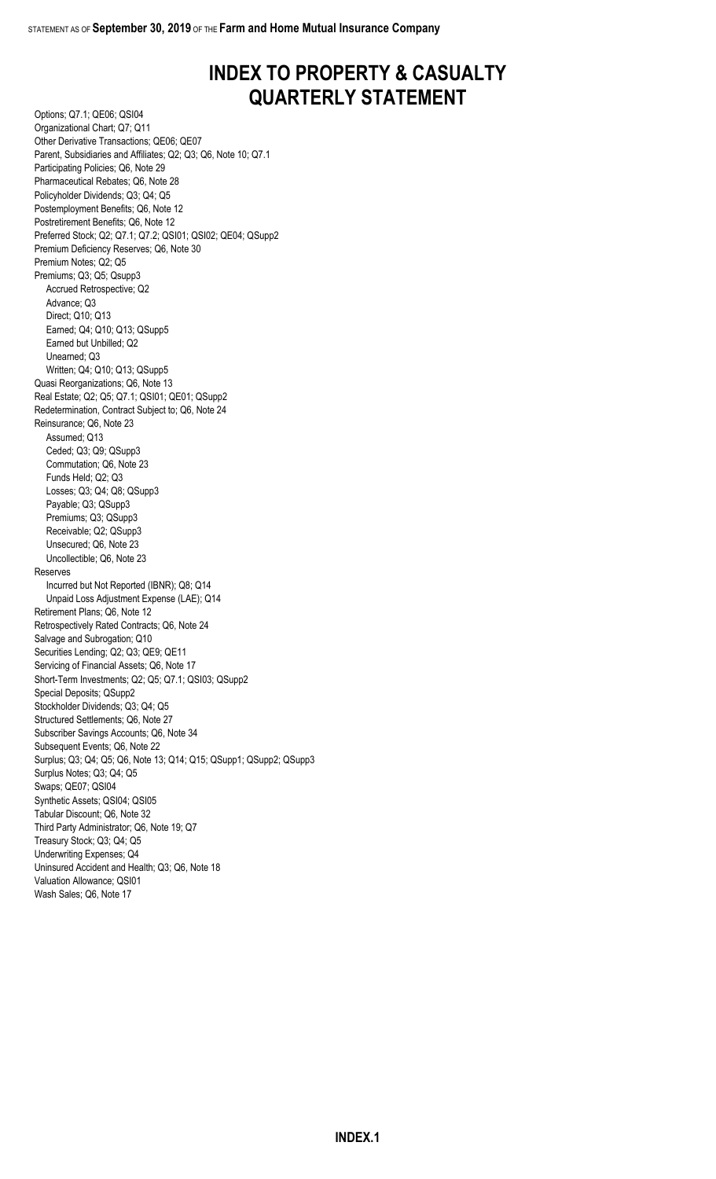# INDEX TO PROPERTY & CASUALTY QUARTERLY STATEMENT

Options; Q7.1; QE06; QSI04
Organizational Chart; Q7; Q11
Other Derivative Transactions; QE06; QE07
Parent, Subsidiaries and Affiliates; Q2; Q3; Q6, Note 10; Q7.1
Participating Policies; Q6, Note 29
Pharmaceutical Rebates; Q6, Note 28
Policyholder Dividends; Q3; Q4; Q5
Postemployment Benefits; Q6, Note 12
Postretirement Benefits; Q6, Note 12
Preferred Stock; Q2; Q7.1; Q7.2; QSI01; QSI02; QE04; QSupp2
Premium Deficiency Reserves; Q6, Note 30
Premium Notes; Q2; Q5
Premiums; Q3; Q5; Qsupp3
- Accrued Retrospective; Q2
- Advance; Q3
- Direct; Q10; Q13
- Earned; Q4; Q10; Q13; QSupp5
- Earned but Unbilled; Q2
- Unearned; Q3
- Written; Q4; Q10; Q13; QSupp5

Quasi Reorganizations; Q6, Note 13
Real Estate; Q2; Q5; Q7.1; QSI01; QE01; QSupp2
Redetermination, Contract Subject to; Q6, Note 24
Reinsurance; Q6, Note 23
- Assumed; Q13
- Ceded; Q3; Q9; QSupp3
- Commutation; Q6, Note 23
- Funds Held; Q2; Q3
- Losses; Q3; Q4; Q8; QSupp3
- Payable; Q3; QSupp3
- Premiums; Q3; QSupp3
- Receivable; Q2; QSupp3
- Unsecured; Q6, Note 23
- Uncollectible; Q6, Note 23

Reserves
- Incurred but Not Reported (IBNR); Q8; Q14
- Unpaid Loss Adjustment Expense (LAE); Q14

Retirement Plans; Q6, Note 12
Retrospectively Rated Contracts; Q6, Note 24
Salvage and Subrogation; Q10
Securities Lending; Q2; Q3; QE9; QE11
Servicing of Financial Assets; Q6, Note 17
Short-Term Investments; Q2; Q5; Q7.1; QSI03; QSupp2
Special Deposits; QSupp2
Stockholder Dividends; Q3; Q4; Q5
Structured Settlements; Q6, Note 27
Subscriber Savings Accounts; Q6, Note 34
Subsequent Events; Q6, Note 22
Surplus; Q3; Q4; Q5; Q6, Note 13; Q14; Q15; QSupp1; QSupp2; QSupp3
Surplus Notes; Q3; Q4; Q5
Swaps; QE07; QSI04
Synthetic Assets; QSI04; QSI05
Tabular Discount; Q6, Note 32
Third Party Administrator; Q6, Note 19; Q7
Treasury Stock; Q3; Q4; Q5
Underwriting Expenses; Q4
Uninsured Accident and Health; Q3; Q6, Note 18
Valuation Allowance; QSI01
Wash Sales; Q6, Note 17